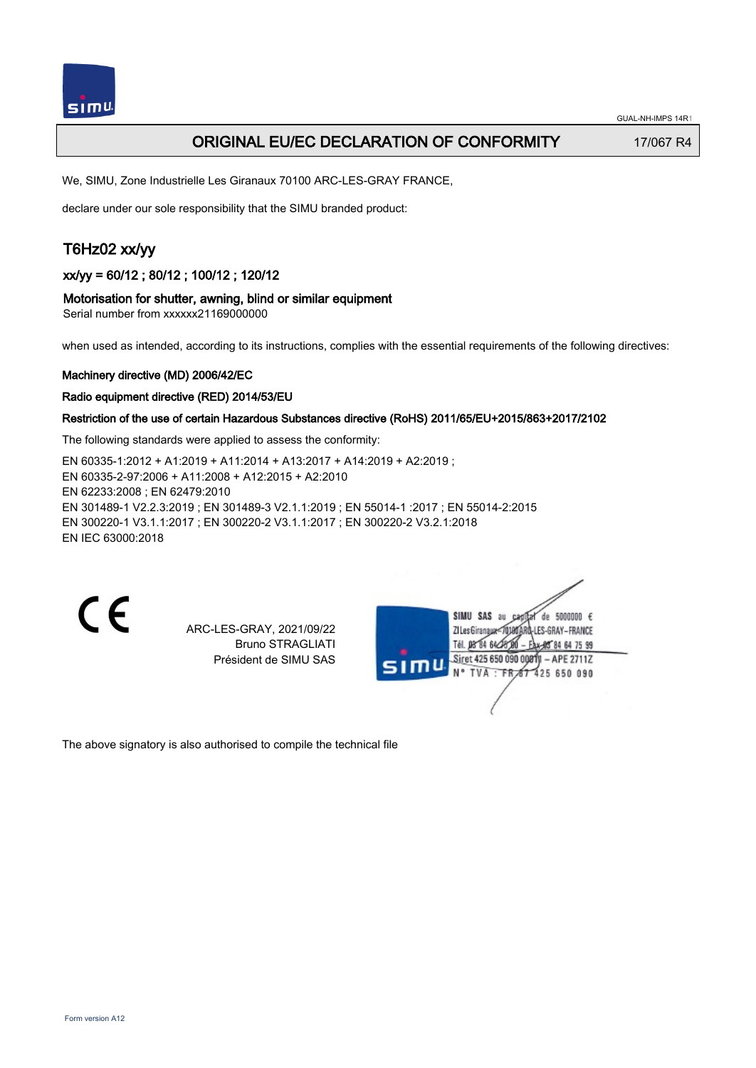# ORIGINAL EU/EC DECLARATION OF CONFORMITY

17/067 R4

We, SIMU, Zone Industrielle Les Giranaux 70100 ARC-LES-GRAY FRANCE,

declare under our sole responsibility that the SIMU branded product:

## T6Hz02 xx/yy

### xx/yy = 60/12 ; 80/12 ; 100/12 ; 120/12

### Motorisation for shutter, awning, blind or similar equipment

Serial number from xxxxxx21169000000

when used as intended, according to its instructions, complies with the essential requirements of the following directives:

**Machinery directive (MD) 2006/42/EC**

**Radio equipment directive (RED) 2014/53/EU**

**Restriction of the use of certain Hazardous Substances directive (RoHS) 2011/65/EU+2015/863+2017/2102**

The following standards were applied to assess the conformity:

EN 60335-1:2012 + A1:2019 + A11:2014 + A13:2017 + A14:2019 + A2:2019 ;
EN 60335-2-97:2006 + A11:2008 + A12:2015 + A2:2010
EN 62233:2008 ; EN 62479:2010
EN 301489-1 V2.2.3:2019 ; EN 301489-3 V2.1.1:2019 ; EN 55014-1 :2017 ; EN 55014-2:2015
EN 300220-1 V3.1.1:2017 ; EN 300220-2 V3.1.1:2017 ; EN 300220-2 V3.2.1:2018
EN IEC 63000:2018

CE

ARC-LES-GRAY, 2021/09/22
Bruno STRAGLIATI
Président de SIMU SAS

SIMU SAS au capital de 5000000 €
ZI Les Giranaux 70100 ARC-LES-GRAY-FRANCE
Tél. 03 84 64 75 00 – Fax 03 84 64 75 99
Siret 425 650 090 00011 – APE 2711Z
N° TVA : FR 67 425 650 090

The above signatory is also authorised to compile the technical file

Form version A12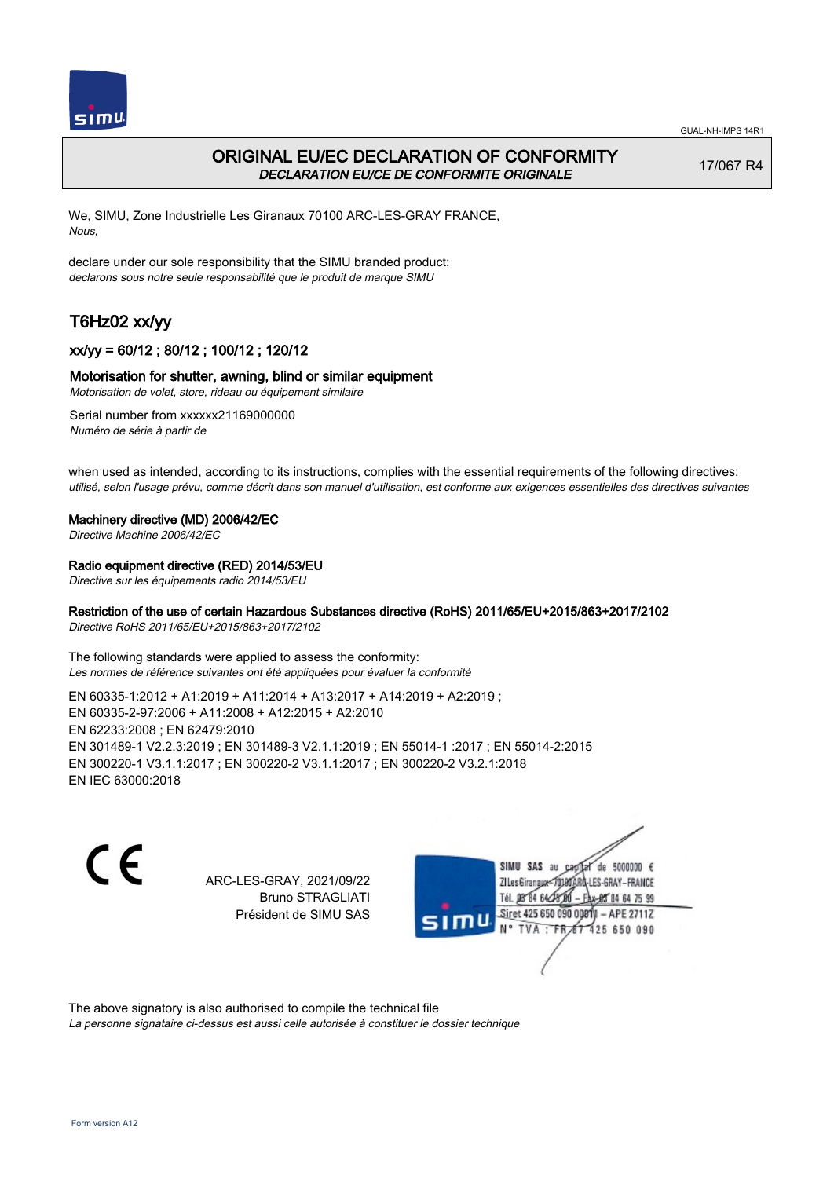GUAL-NH-IMPS 14R1

# ORIGINAL EU/EC DECLARATION OF CONFORMITY

*DECLARATION EU/CE DE CONFORMITE ORIGINALE*

17/067 R4

We, SIMU, Zone Industrielle Les Giranaux 70100 ARC-LES-GRAY FRANCE,
*Nous,*

declare under our sole responsibility that the SIMU branded product:
*declarons sous notre seule responsabilité que le produit de marque SIMU*

## T6Hz02 xx/yy

### xx/yy = 60/12 ; 80/12 ; 100/12 ; 120/12

### Motorisation for shutter, awning, blind or similar equipment

*Motorisation de volet, store, rideau ou équipement similaire*

Serial number from xxxxxx21169000000
*Numéro de série à partir de*

when used as intended, according to its instructions, complies with the essential requirements of the following directives:
*utilisé, selon l'usage prévu, comme décrit dans son manuel d'utilisation, est conforme aux exigences essentielles des directives suivantes*

**Machinery directive (MD) 2006/42/EC**
*Directive Machine 2006/42/EC*

**Radio equipment directive (RED) 2014/53/EU**
*Directive sur les équipements radio 2014/53/EU*

**Restriction of the use of certain Hazardous Substances directive (RoHS) 2011/65/EU+2015/863+2017/2102**
*Directive RoHS 2011/65/EU+2015/863+2017/2102*

The following standards were applied to assess the conformity:
*Les normes de référence suivantes ont été appliquées pour évaluer la conformité*

EN 60335-1:2012 + A1:2019 + A11:2014 + A13:2017 + A14:2019 + A2:2019 ;
EN 60335-2-97:2006 + A11:2008 + A12:2015 + A2:2010
EN 62233:2008 ; EN 62479:2010
EN 301489-1 V2.2.3:2019 ; EN 301489-3 V2.1.1:2019 ; EN 55014-1 :2017 ; EN 55014-2:2015
EN 300220-1 V3.1.1:2017 ; EN 300220-2 V3.1.1:2017 ; EN 300220-2 V3.2.1:2018
EN IEC 63000:2018

CE

ARC-LES-GRAY, 2021/09/22
Bruno STRAGLIATI
Président de SIMU SAS

SIMU SAS au capital de 5000000 €
ZI Les Giranaux 70100 ARC-LES-GRAY-FRANCE
Tél. 03 84 64 75 00 – Fax 03 84 64 75 99
Siret 425 650 090 00011 – APE 2711Z
N° TVA : FR 67 425 650 090

The above signatory is also authorised to compile the technical file
*La personne signataire ci-dessus est aussi celle autorisée à constituer le dossier technique*

Form version A12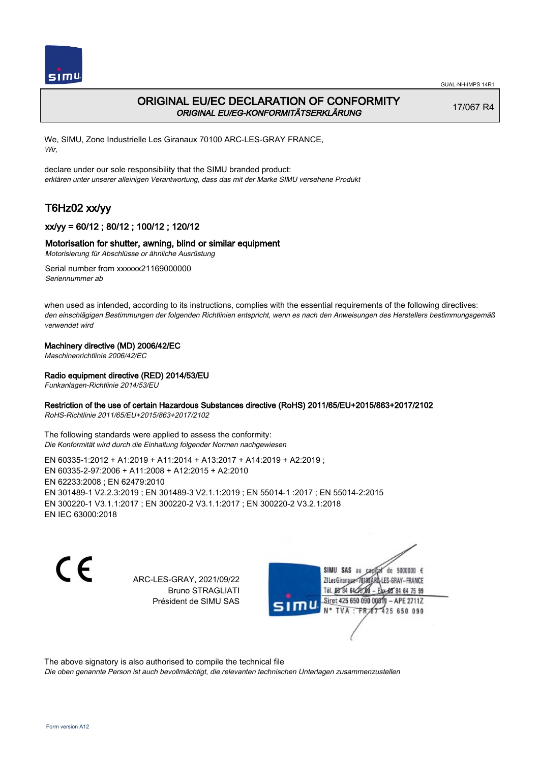GUAL-NH-IMPS 14R1

# ORIGINAL EU/EC DECLARATION OF CONFORMITY

*ORIGINAL EU/EG-KONFORMITÄTSERKLÄRUNG*

17/067 R4

We, SIMU, Zone Industrielle Les Giranaux 70100 ARC-LES-GRAY FRANCE,
*Wir,*

declare under our sole responsibility that the SIMU branded product:
*erklären unter unserer alleinigen Verantwortung, dass das mit der Marke SIMU versehene Produkt*

## T6Hz02 xx/yy

### xx/yy = 60/12 ; 80/12 ; 100/12 ; 120/12

### Motorisation for shutter, awning, blind or similar equipment

*Motorisierung für Abschlüsse or ähnliche Ausrüstung*

Serial number from xxxxxx21169000000
*Seriennummer ab*

when used as intended, according to its instructions, complies with the essential requirements of the following directives:
*den einschlägigen Bestimmungen der folgenden Richtlinien entspricht, wenn es nach den Anweisungen des Herstellers bestimmungsgemäß verwendet wird*

**Machinery directive (MD) 2006/42/EC**
*Maschinenrichtlinie 2006/42/EC*

**Radio equipment directive (RED) 2014/53/EU**
*Funkanlagen-Richtlinie 2014/53/EU*

**Restriction of the use of certain Hazardous Substances directive (RoHS) 2011/65/EU+2015/863+2017/2102**
*RoHS-Richtlinie 2011/65/EU+2015/863+2017/2102*

The following standards were applied to assess the conformity:
*Die Konformität wird durch die Einhaltung folgender Normen nachgewiesen*

EN 60335-1:2012 + A1:2019 + A11:2014 + A13:2017 + A14:2019 + A2:2019 ;
EN 60335-2-97:2006 + A11:2008 + A12:2015 + A2:2010
EN 62233:2008 ; EN 62479:2010
EN 301489-1 V2.2.3:2019 ; EN 301489-3 V2.1.1:2019 ; EN 55014-1 :2017 ; EN 55014-2:2015
EN 300220-1 V3.1.1:2017 ; EN 300220-2 V3.1.1:2017 ; EN 300220-2 V3.2.1:2018
EN IEC 63000:2018

CE

ARC-LES-GRAY, 2021/09/22
Bruno STRAGLIATI
Président de SIMU SAS

SIMU SAS au capital de 5000000 €
ZI Les Giranaux 70100 ARC-LES-GRAY-FRANCE
Tél. 03 84 64 75 00 – Fax 03 84 64 75 99
Siret 425 650 090 00011 – APE 2711Z
N° TVA : FR 87 425 650 090

The above signatory is also authorised to compile the technical file
*Die oben genannte Person ist auch bevollmächtigt, die relevanten technischen Unterlagen zusammenzustellen*

Form version A12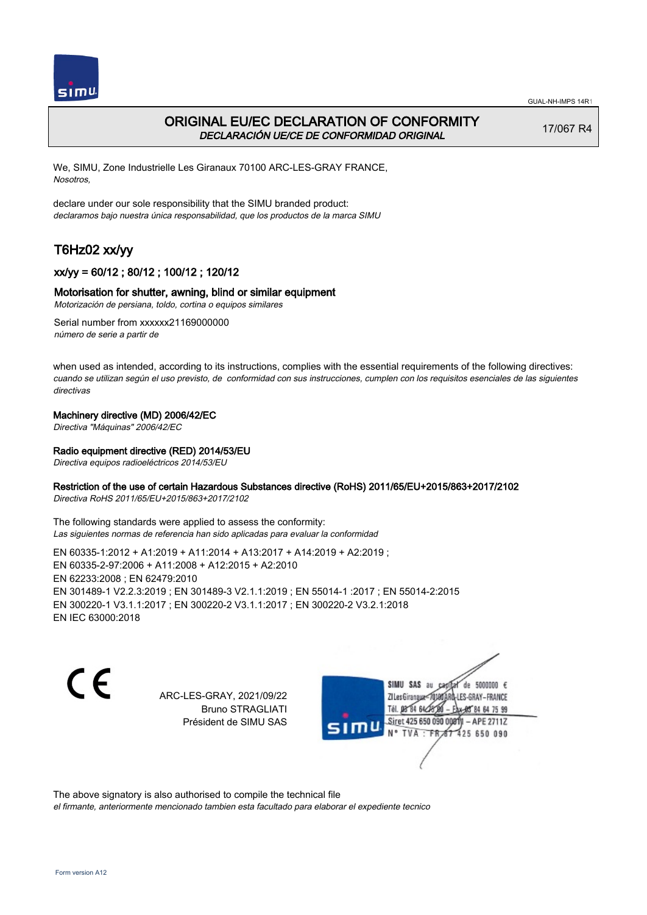# ORIGINAL EU/EC DECLARATION OF CONFORMITY

*DECLARACIÓN UE/CE DE CONFORMIDAD ORIGINAL*

17/067 R4

We, SIMU, Zone Industrielle Les Giranaux 70100 ARC-LES-GRAY FRANCE,
*Nosotros,*

declare under our sole responsibility that the SIMU branded product:
*declaramos bajo nuestra única responsabilidad, que los productos de la marca SIMU*

## T6Hz02 xx/yy

### xx/yy = 60/12 ; 80/12 ; 100/12 ; 120/12

### Motorisation for shutter, awning, blind or similar equipment

*Motorización de persiana, toldo, cortina o equipos similares*

Serial number from xxxxxx21169000000
*número de serie a partir de*

when used as intended, according to its instructions, complies with the essential requirements of the following directives:
*cuando se utilizan según el uso previsto, de conformidad con sus instrucciones, cumplen con los requisitos esenciales de las siguientes directivas*

**Machinery directive (MD) 2006/42/EC**
*Directiva "Máquinas" 2006/42/EC*

**Radio equipment directive (RED) 2014/53/EU**
*Directiva equipos radioeléctricos 2014/53/EU*

**Restriction of the use of certain Hazardous Substances directive (RoHS) 2011/65/EU+2015/863+2017/2102**
*Directiva RoHS 2011/65/EU+2015/863+2017/2102*

The following standards were applied to assess the conformity:
*Las siguientes normas de referencia han sido aplicadas para evaluar la conformidad*

EN 60335-1:2012 + A1:2019 + A11:2014 + A13:2017 + A14:2019 + A2:2019 ;
EN 60335-2-97:2006 + A11:2008 + A12:2015 + A2:2010
EN 62233:2008 ; EN 62479:2010
EN 301489-1 V2.2.3:2019 ; EN 301489-3 V2.1.1:2019 ; EN 55014-1 :2017 ; EN 55014-2:2015
EN 300220-1 V3.1.1:2017 ; EN 300220-2 V3.1.1:2017 ; EN 300220-2 V3.2.1:2018
EN IEC 63000:2018

CE

ARC-LES-GRAY, 2021/09/22
Bruno STRAGLIATI
Président de SIMU SAS

SIMU SAS au capital de 5000000 €
ZI Les Giranaux 70100 ARC-LES-GRAY-FRANCE
Tél. 03 84 64 75 00 – Fax 03 84 64 75 99
Siret 425 650 090 00011 – APE 2711Z
N° TVA : FR 87 425 650 090

The above signatory is also authorised to compile the technical file
*el firmante, anteriormente mencionado tambien esta facultado para elaborar el expediente tecnico*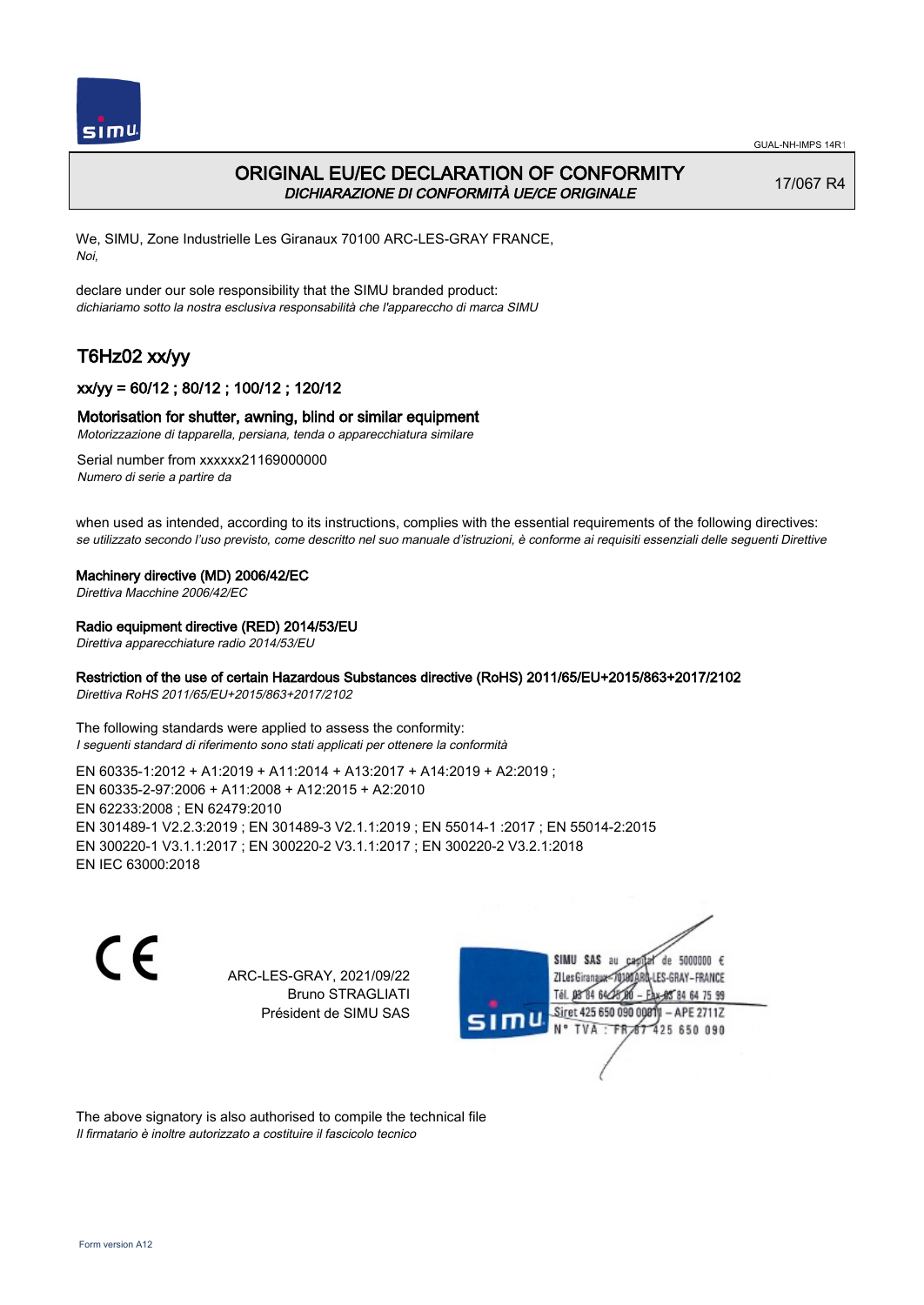GUAL-NH-IMPS 14R1

# ORIGINAL EU/EC DECLARATION OF CONFORMITY
*DICHIARAZIONE DI CONFORMITÀ UE/CE ORIGINALE*

17/067 R4

We, SIMU, Zone Industrielle Les Giranaux 70100 ARC-LES-GRAY FRANCE,
*Noi,*

declare under our sole responsibility that the SIMU branded product:
*dichiariamo sotto la nostra esclusiva responsabilità che l'apparecchio di marca SIMU*

## T6Hz02 xx/yy

### xx/yy = 60/12 ; 80/12 ; 100/12 ; 120/12

### Motorisation for shutter, awning, blind or similar equipment
*Motorizzazione di tapparella, persiana, tenda o apparecchiatura similare*

Serial number from xxxxxx21169000000
*Numero di serie a partire da*

when used as intended, according to its instructions, complies with the essential requirements of the following directives:
*se utilizzato secondo l'uso previsto, come descritto nel suo manuale d'istruzioni, è conforme ai requisiti essenziali delle seguenti Direttive*

**Machinery directive (MD) 2006/42/EC**
*Direttiva Macchine 2006/42/EC*

**Radio equipment directive (RED) 2014/53/EU**
*Direttiva apparecchiature radio 2014/53/EU*

**Restriction of the use of certain Hazardous Substances directive (RoHS) 2011/65/EU+2015/863+2017/2102**
*Direttiva RoHS 2011/65/EU+2015/863+2017/2102*

The following standards were applied to assess the conformity:
*I seguenti standard di riferimento sono stati applicati per ottenere la conformità*

EN 60335-1:2012 + A1:2019 + A11:2014 + A13:2017 + A14:2019 + A2:2019 ;
EN 60335-2-97:2006 + A11:2008 + A12:2015 + A2:2010
EN 62233:2008 ; EN 62479:2010
EN 301489-1 V2.2.3:2019 ; EN 301489-3 V2.1.1:2019 ; EN 55014-1 :2017 ; EN 55014-2:2015
EN 300220-1 V3.1.1:2017 ; EN 300220-2 V3.1.1:2017 ; EN 300220-2 V3.2.1:2018
EN IEC 63000:2018

CE

ARC-LES-GRAY, 2021/09/22
Bruno STRAGLIATI
Président de SIMU SAS

SIMU SAS au capital de 5000000 €
ZI Les Giranaux 70100 ARC-LES-GRAY-FRANCE
Tél. 03 84 64 75 00 – Fax 03 84 64 75 99
Siret 425 650 090 00011 – APE 2711Z
N° TVA : FR 87 425 650 090

The above signatory is also authorised to compile the technical file
*Il firmatario è inoltre autorizzato a costituire il fascicolo tecnico*

Form version A12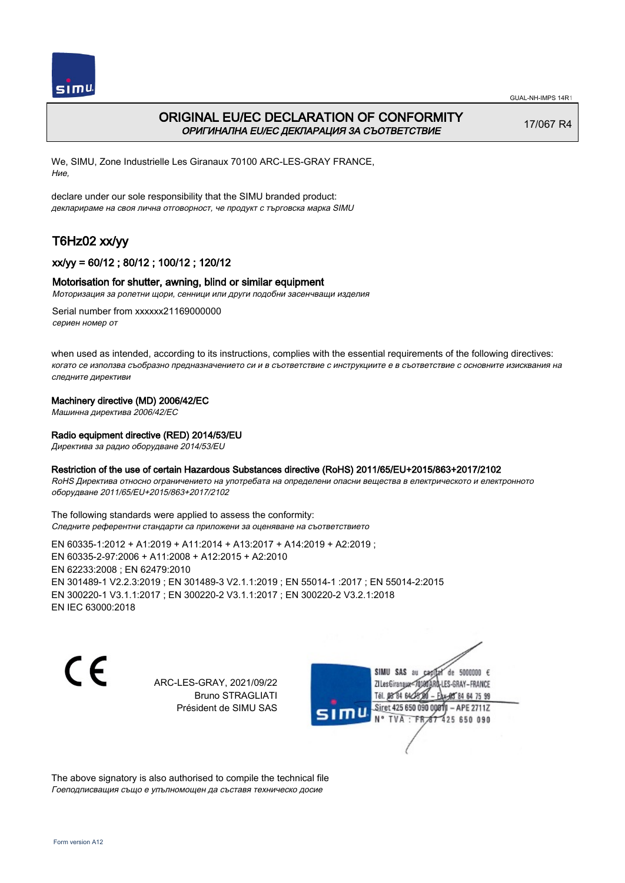GUAL-NH-IMPS 14R1

# ORIGINAL EU/EC DECLARATION OF CONFORMITY
*ОРИГИНАЛНА EU/EC ДЕКЛАРАЦИЯ ЗА СЪОТВЕТСТВИЕ*

17/067 R4

We, SIMU, Zone Industrielle Les Giranaux 70100 ARC-LES-GRAY FRANCE,
*Ние,*

declare under our sole responsibility that the SIMU branded product:
*декларираме на своя лична отговорност, че продукт с търговска марка SIMU*

## T6Hz02 xx/yy

### xx/yy = 60/12 ; 80/12 ; 100/12 ; 120/12

### Motorisation for shutter, awning, blind or similar equipment
*Моторизация за ролетни щори, сенници или други подобни засенчващи изделия*

Serial number from xxxxxx21169000000
*сериен номер от*

when used as intended, according to its instructions, complies with the essential requirements of the following directives:
*когато се използва съобразно предназначението си и в съответствие с инструкциите е в съответствие с основните изисквания на следните директиви*

**Machinery directive (MD) 2006/42/EC**
*Машинна директива 2006/42/EC*

**Radio equipment directive (RED) 2014/53/EU**
*Директива за радио оборудване 2014/53/EU*

**Restriction of the use of certain Hazardous Substances directive (RoHS) 2011/65/EU+2015/863+2017/2102**
*RoHS Директива относно ограничението на употребата на определени опасни вещества в електрическото и електронното оборудване 2011/65/EU+2015/863+2017/2102*

The following standards were applied to assess the conformity:
*Следните референтни стандарти са приложени за оценяване на съответствието*

EN 60335-1:2012 + A1:2019 + A11:2014 + A13:2017 + A14:2019 + A2:2019 ;
EN 60335-2-97:2006 + A11:2008 + A12:2015 + A2:2010
EN 62233:2008 ; EN 62479:2010
EN 301489-1 V2.2.3:2019 ; EN 301489-3 V2.1.1:2019 ; EN 55014-1 :2017 ; EN 55014-2:2015
EN 300220-1 V3.1.1:2017 ; EN 300220-2 V3.1.1:2017 ; EN 300220-2 V3.2.1:2018
EN IEC 63000:2018

CE

ARC-LES-GRAY, 2021/09/22
Bruno STRAGLIATI
Président de SIMU SAS

SIMU SAS au capital de 5000000 €
ZI Les Giranaux 70100 ARC-LES-GRAY-FRANCE
Tél. 03 84 64 75 00 – Fax 03 84 64 75 99
Siret 425 650 090 00011 – APE 2711Z
N° TVA : FR 87 425 650 090

The above signatory is also authorised to compile the technical file
*Гоеподписващия също е упълномощен да съставя техническо досие*

Form version A12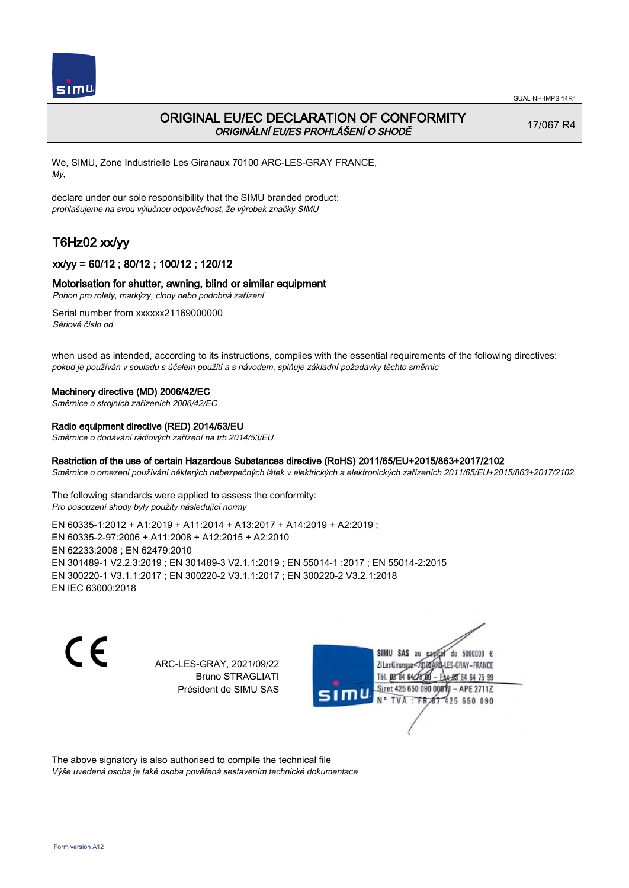GUAL-NH-IMPS 14R1

# ORIGINAL EU/EC DECLARATION OF CONFORMITY
*ORIGINÁLNÍ EU/ES PROHLÁŠENÍ O SHODĚ*

17/067 R4

We, SIMU, Zone Industrielle Les Giranaux 70100 ARC-LES-GRAY FRANCE,
*My,*

declare under our sole responsibility that the SIMU branded product:
*prohlašujeme na svou výlučnou odpovědnost, že výrobek značky SIMU*

## T6Hz02 xx/yy

### xx/yy = 60/12 ; 80/12 ; 100/12 ; 120/12

### Motorisation for shutter, awning, blind or similar equipment
*Pohon pro rolety, markýzy, clony nebo podobná zařízení*

Serial number from xxxxxx21169000000
*Sériové číslo od*

when used as intended, according to its instructions, complies with the essential requirements of the following directives:
*pokud je používán v souladu s účelem použití a s návodem, splňuje základní požadavky těchto směrnic*

**Machinery directive (MD) 2006/42/EC**
*Směrnice o strojních zařízeních 2006/42/EC*

**Radio equipment directive (RED) 2014/53/EU**
*Směrnice o dodávání rádiových zařízení na trh 2014/53/EU*

**Restriction of the use of certain Hazardous Substances directive (RoHS) 2011/65/EU+2015/863+2017/2102**
*Směrnice o omezení používání některých nebezpečných látek v elektrických a elektronických zařízeních 2011/65/EU+2015/863+2017/2102*

The following standards were applied to assess the conformity:
*Pro posouzení shody byly použity následující normy*

EN 60335-1:2012 + A1:2019 + A11:2014 + A13:2017 + A14:2019 + A2:2019 ;
EN 60335-2-97:2006 + A11:2008 + A12:2015 + A2:2010
EN 62233:2008 ; EN 62479:2010
EN 301489-1 V2.2.3:2019 ; EN 301489-3 V2.1.1:2019 ; EN 55014-1 :2017 ; EN 55014-2:2015
EN 300220-1 V3.1.1:2017 ; EN 300220-2 V3.1.1:2017 ; EN 300220-2 V3.2.1:2018
EN IEC 63000:2018

CE

ARC-LES-GRAY, 2021/09/22
Bruno STRAGLIATI
Président de SIMU SAS

SIMU SAS au capital de 5000000 €
ZI Les Giranaux 70100 ARC-LES-GRAY-FRANCE
Tél. 03 84 64 75 00 – Fax 03 84 64 75 99
Siret 425 650 090 00011 – APE 2711Z
N° TVA : FR 67 425 650 090

The above signatory is also authorised to compile the technical file
*Výše uvedená osoba je také osoba pověřená sestavením technické dokumentace*

Form version A12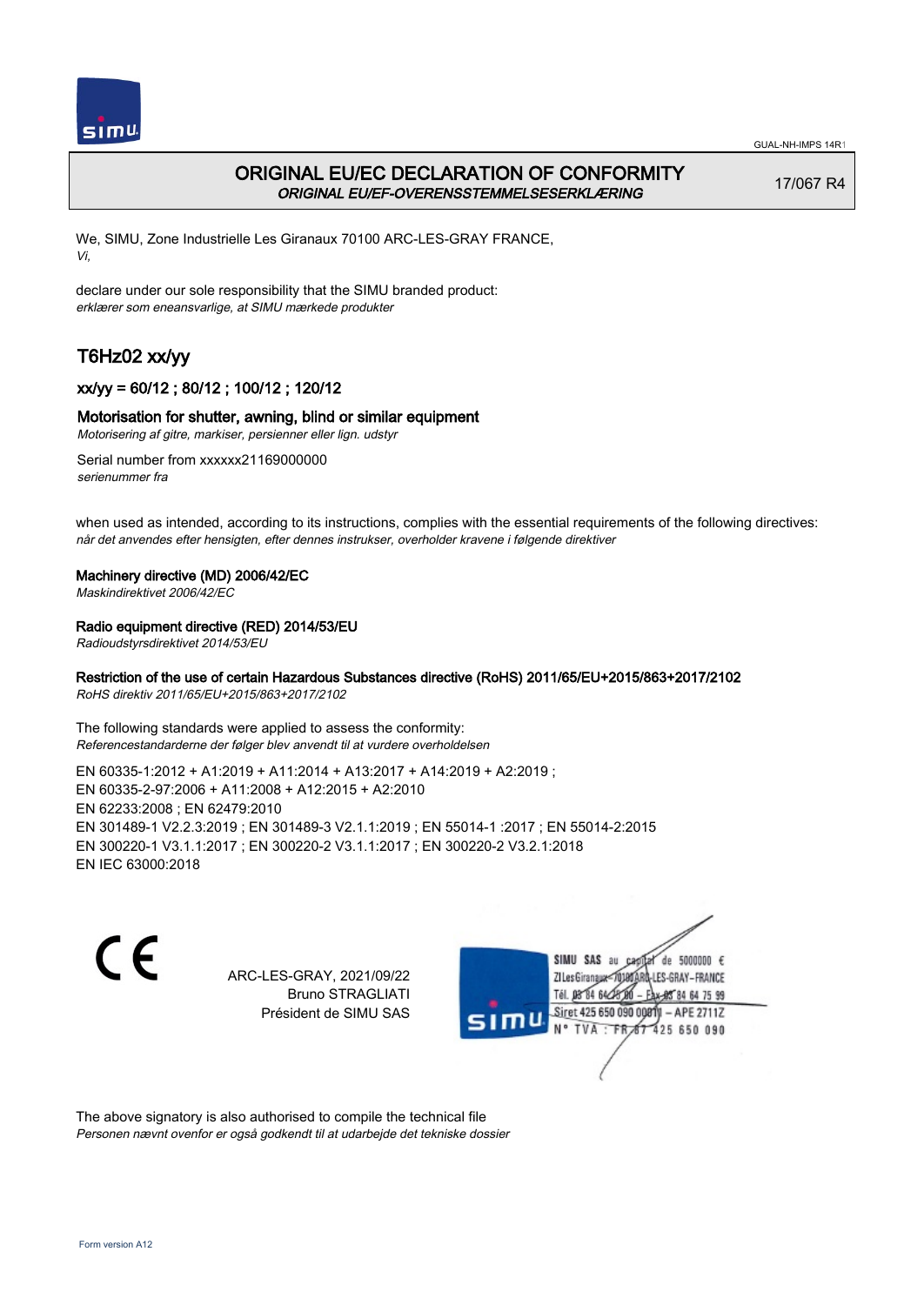# ORIGINAL EU/EC DECLARATION OF CONFORMITY

*ORIGINAL EU/EF-OVERENSSTEMMELSESERKLÆRING*

17/067 R4

We, SIMU, Zone Industrielle Les Giranaux 70100 ARC-LES-GRAY FRANCE,
*Vi,*

declare under our sole responsibility that the SIMU branded product:
*erklærer som eneansvarlige, at SIMU mærkede produkter*

## T6Hz02 xx/yy

### xx/yy = 60/12 ; 80/12 ; 100/12 ; 120/12

### Motorisation for shutter, awning, blind or similar equipment

*Motorisering af gitre, markiser, persienner eller lign. udstyr*

Serial number from xxxxxx21169000000
*serienummer fra*

when used as intended, according to its instructions, complies with the essential requirements of the following directives:
*når det anvendes efter hensigten, efter dennes instrukser, overholder kravene i følgende direktiver*

**Machinery directive (MD) 2006/42/EC**
*Maskindirektivet 2006/42/EC*

**Radio equipment directive (RED) 2014/53/EU**
*Radioudstyrsdirektivet 2014/53/EU*

**Restriction of the use of certain Hazardous Substances directive (RoHS) 2011/65/EU+2015/863+2017/2102**
*RoHS direktiv 2011/65/EU+2015/863+2017/2102*

The following standards were applied to assess the conformity:
*Referencestandarderne der følger blev anvendt til at vurdere overholdelsen*

EN 60335-1:2012 + A1:2019 + A11:2014 + A13:2017 + A14:2019 + A2:2019 ;
EN 60335-2-97:2006 + A11:2008 + A12:2015 + A2:2010
EN 62233:2008 ; EN 62479:2010
EN 301489-1 V2.2.3:2019 ; EN 301489-3 V2.1.1:2019 ; EN 55014-1 :2017 ; EN 55014-2:2015
EN 300220-1 V3.1.1:2017 ; EN 300220-2 V3.1.1:2017 ; EN 300220-2 V3.2.1:2018
EN IEC 63000:2018

CE

ARC-LES-GRAY, 2021/09/22
Bruno STRAGLIATI
Président de SIMU SAS

SIMU SAS au capital de 5000000 €
ZI Les Giranaux 70100 ARC-LES-GRAY-FRANCE
Tél. 03 84 64 75 00 – Fax 03 84 64 75 99
Siret 425 650 090 00011 – APE 2711Z
N° TVA : FR 67 425 650 090

The above signatory is also authorised to compile the technical file
*Personen nævnt ovenfor er også godkendt til at udarbejde det tekniske dossier*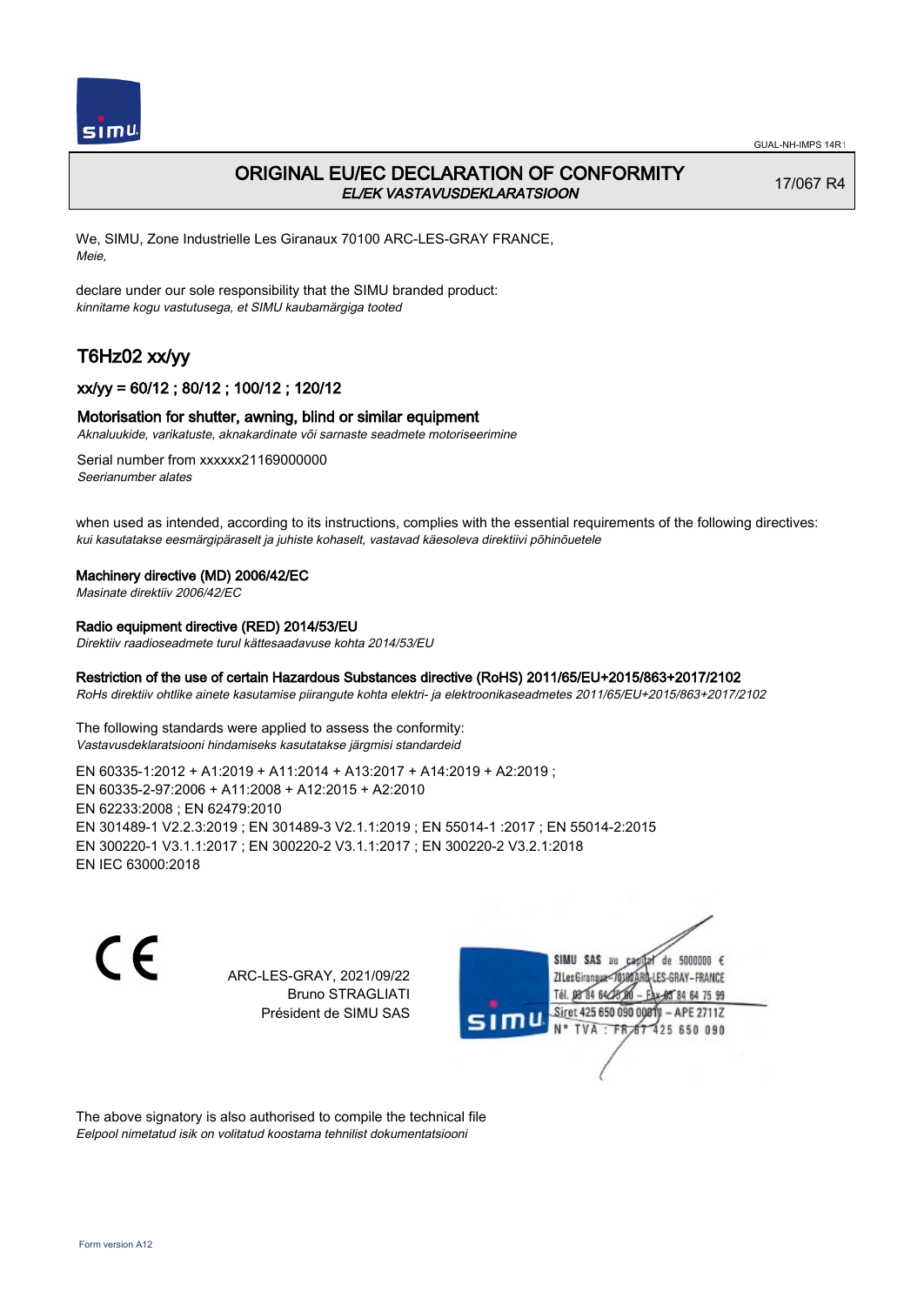# ORIGINAL EU/EC DECLARATION OF CONFORMITY

*EL/EK VASTAVUSDEKLARATSIOON*

17/067 R4

We, SIMU, Zone Industrielle Les Giranaux 70100 ARC-LES-GRAY FRANCE,
*Meie,*

declare under our sole responsibility that the SIMU branded product:
*kinnitame kogu vastutusega, et SIMU kaubamärgiga tooted*

## T6Hz02 xx/yy

### xx/yy = 60/12 ; 80/12 ; 100/12 ; 120/12

### Motorisation for shutter, awning, blind or similar equipment

*Aknaluukide, varikatuste, aknakardinate või sarnaste seadmete motoriseerimine*

Serial number from xxxxxx21169000000
*Seerianumber alates*

when used as intended, according to its instructions, complies with the essential requirements of the following directives:
*kui kasutatakse eesmärgipäraselt ja juhiste kohaselt, vastavad käesoleva direktiivi põhinõuetele*

**Machinery directive (MD) 2006/42/EC**
*Masinate direktiiv 2006/42/EC*

**Radio equipment directive (RED) 2014/53/EU**
*Direktiiv raadioseadmete turul kättesaadavuse kohta 2014/53/EU*

**Restriction of the use of certain Hazardous Substances directive (RoHS) 2011/65/EU+2015/863+2017/2102**
*RoHs direktiiv ohtlike ainete kasutamise piirangute kohta elektri- ja elektroonikaseadmetes 2011/65/EU+2015/863+2017/2102*

The following standards were applied to assess the conformity:
*Vastavusdeklaratsiooni hindamiseks kasutatakse järgmisi standardeid*

EN 60335-1:2012 + A1:2019 + A11:2014 + A13:2017 + A14:2019 + A2:2019 ;
EN 60335-2-97:2006 + A11:2008 + A12:2015 + A2:2010
EN 62233:2008 ; EN 62479:2010
EN 301489-1 V2.2.3:2019 ; EN 301489-3 V2.1.1:2019 ; EN 55014-1 :2017 ; EN 55014-2:2015
EN 300220-1 V3.1.1:2017 ; EN 300220-2 V3.1.1:2017 ; EN 300220-2 V3.2.1:2018
EN IEC 63000:2018

ARC-LES-GRAY, 2021/09/22
Bruno STRAGLIATI
Président de SIMU SAS

SIMU SAS au capital de 5000000 €
ZI Les Giranaux 70100 ARC-LES-GRAY-FRANCE
Tél. 03 84 64 75 00 – Fax 03 84 64 75 99
Siret 425 650 090 00011 – APE 2711Z
N° TVA : FR 67 425 650 090

The above signatory is also authorised to compile the technical file
*Eelpool nimetatud isik on volitatud koostama tehnilist dokumentatsiooni*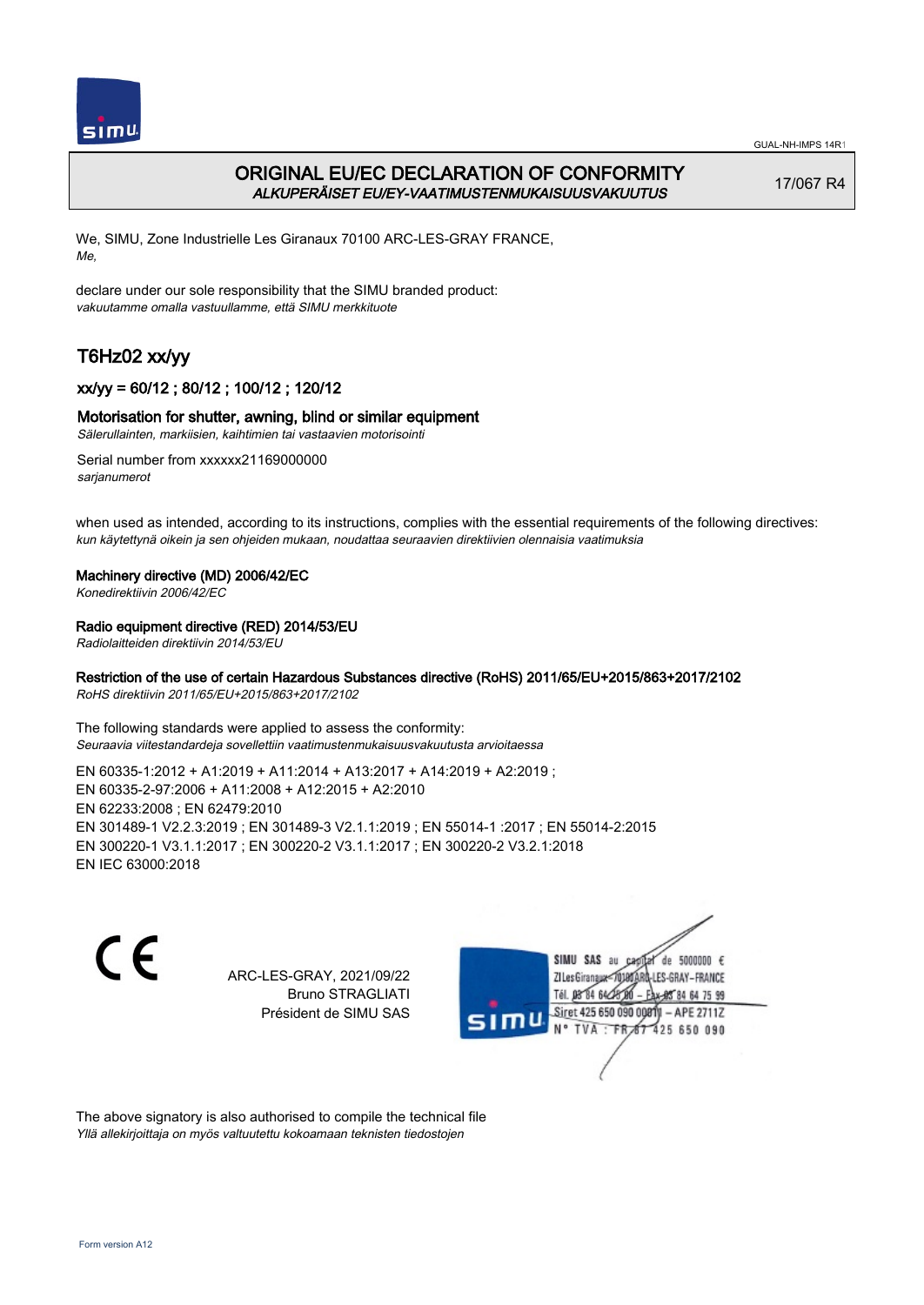# ORIGINAL EU/EC DECLARATION OF CONFORMITY
*ALKUPERÄISET EU/EY-VAATIMUSTENMUKAISUUSVAKUUTUS*

17/067 R4

We, SIMU, Zone Industrielle Les Giranaux 70100 ARC-LES-GRAY FRANCE,
*Me,*

declare under our sole responsibility that the SIMU branded product:
*vakuutamme omalla vastuullamme, että SIMU merkkituote*

## T6Hz02 xx/yy

### xx/yy = 60/12 ; 80/12 ; 100/12 ; 120/12

### Motorisation for shutter, awning, blind or similar equipment
*Sälerullainten, markiisien, kaihtimien tai vastaavien motorisointi*

Serial number from xxxxxx21169000000
*sarjanumerot*

when used as intended, according to its instructions, complies with the essential requirements of the following directives:
*kun käytettynä oikein ja sen ohjeiden mukaan, noudattaa seuraavien direktiivien olennaisia vaatimuksia*

**Machinery directive (MD) 2006/42/EC**
*Konedirektiivin 2006/42/EC*

**Radio equipment directive (RED) 2014/53/EU**
*Radiolaitteiden direktiivin 2014/53/EU*

**Restriction of the use of certain Hazardous Substances directive (RoHS) 2011/65/EU+2015/863+2017/2102**
*RoHS direktiivin 2011/65/EU+2015/863+2017/2102*

The following standards were applied to assess the conformity:
*Seuraavia viitestandardeja sovellettiin vaatimustenmukaisuusvakuutusta arvioitaessa*

EN 60335-1:2012 + A1:2019 + A11:2014 + A13:2017 + A14:2019 + A2:2019 ;
EN 60335-2-97:2006 + A11:2008 + A12:2015 + A2:2010
EN 62233:2008 ; EN 62479:2010
EN 301489-1 V2.2.3:2019 ; EN 301489-3 V2.1.1:2019 ; EN 55014-1 :2017 ; EN 55014-2:2015
EN 300220-1 V3.1.1:2017 ; EN 300220-2 V3.1.1:2017 ; EN 300220-2 V3.2.1:2018
EN IEC 63000:2018

ARC-LES-GRAY, 2021/09/22
Bruno STRAGLIATI
Président de SIMU SAS

SIMU SAS au capital de 5000000 €
ZI Les Giranaux 70100 ARC-LES-GRAY-FRANCE
Tél. 03 84 64 75 00 – Fax 03 84 64 75 99
Siret 425 650 090 00011 – APE 2711Z
N° TVA : FR 67 425 650 090

The above signatory is also authorised to compile the technical file
*Yllä allekirjoittaja on myös valtuutettu kokoamaan teknisten tiedostojen*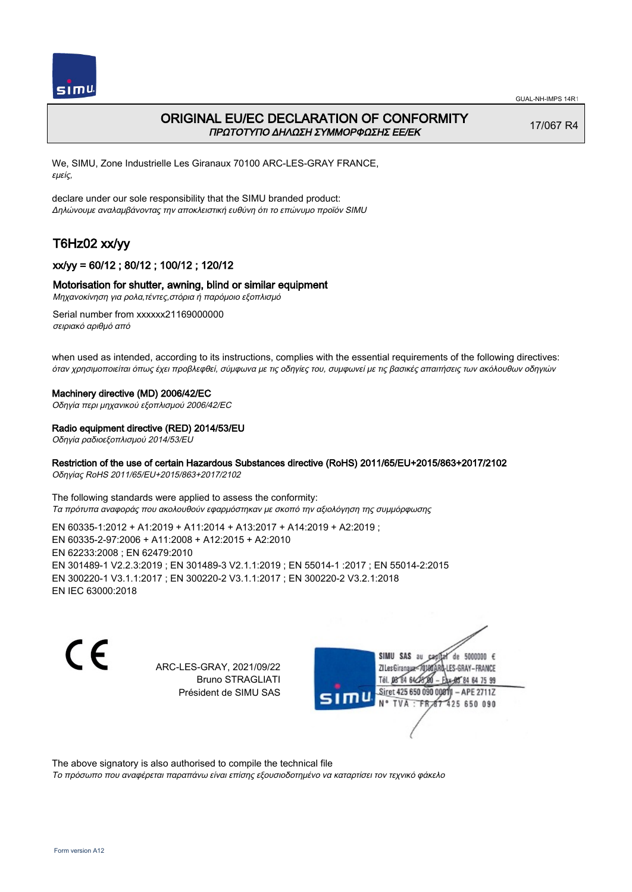GUAL-NH-IMPS 14R1

# ORIGINAL EU/EC DECLARATION OF CONFORMITY
*ΠΡΩΤΟΤΥΠΟ ΔΗΛΩΣΗ ΣΥΜΜΟΡΦΩΣΗΣ ΕΕ/ΕΚ*

17/067 R4

We, SIMU, Zone Industrielle Les Giranaux 70100 ARC-LES-GRAY FRANCE,
*εμείς,*

declare under our sole responsibility that the SIMU branded product:
*Δηλώνουμε αναλαμβάνοντας την αποκλειστική ευθύνη ότι το επώνυμο προϊόν SIMU*

## T6Hz02 xx/yy

### xx/yy = 60/12 ; 80/12 ; 100/12 ; 120/12

### Motorisation for shutter, awning, blind or similar equipment
*Μηχανοκίνηση για ρολα,τέντες,στόρια ή παρόμοιο εξοπλισμό*

Serial number from xxxxxx21169000000
*σειριακό αριθμό από*

when used as intended, according to its instructions, complies with the essential requirements of the following directives:
*όταν χρησιμοποιείται όπως έχει προβλεφθεί, σύμφωνα με τις οδηγίες του, συμφωνεί με τις βασικές απαιτήσεις των ακόλουθων οδηγιών*

**Machinery directive (MD) 2006/42/EC**
*Οδηγία περι μηχανικού εξοπλισμού 2006/42/EC*

**Radio equipment directive (RED) 2014/53/EU**
*Οδηγία ραδιοεξοπλισμού 2014/53/EU*

**Restriction of the use of certain Hazardous Substances directive (RoHS) 2011/65/EU+2015/863+2017/2102**
*Οδηγίας RoHS 2011/65/EU+2015/863+2017/2102*

The following standards were applied to assess the conformity:
*Τα πρότυπα αναφοράς που ακολουθούν εφαρμόστηκαν με σκοπό την αξιολόγηση της συμμόρφωσης*

EN 60335-1:2012 + A1:2019 + A11:2014 + A13:2017 + A14:2019 + A2:2019 ;
EN 60335-2-97:2006 + A11:2008 + A12:2015 + A2:2010
EN 62233:2008 ; EN 62479:2010
EN 301489-1 V2.2.3:2019 ; EN 301489-3 V2.1.1:2019 ; EN 55014-1 :2017 ; EN 55014-2:2015
EN 300220-1 V3.1.1:2017 ; EN 300220-2 V3.1.1:2017 ; EN 300220-2 V3.2.1:2018
EN IEC 63000:2018

CE

ARC-LES-GRAY, 2021/09/22
Bruno STRAGLIATI
Président de SIMU SAS

SIMU SAS au capital de 5000000 €
ZI Les Giranaux 70100 ARC-LES-GRAY-FRANCE
Tél. 03 84 64 78 00 – Fax 03 84 64 75 99
Siret 425 650 090 00011 – APE 2711Z
N° TVA : FR 67 425 650 090

The above signatory is also authorised to compile the technical file
*Το πρόσωπο που αναφέρεται παραπάνω είναι επίσης εξουσιοδοτημένο να καταρτίσει τον τεχνικό φάκελο*

Form version A12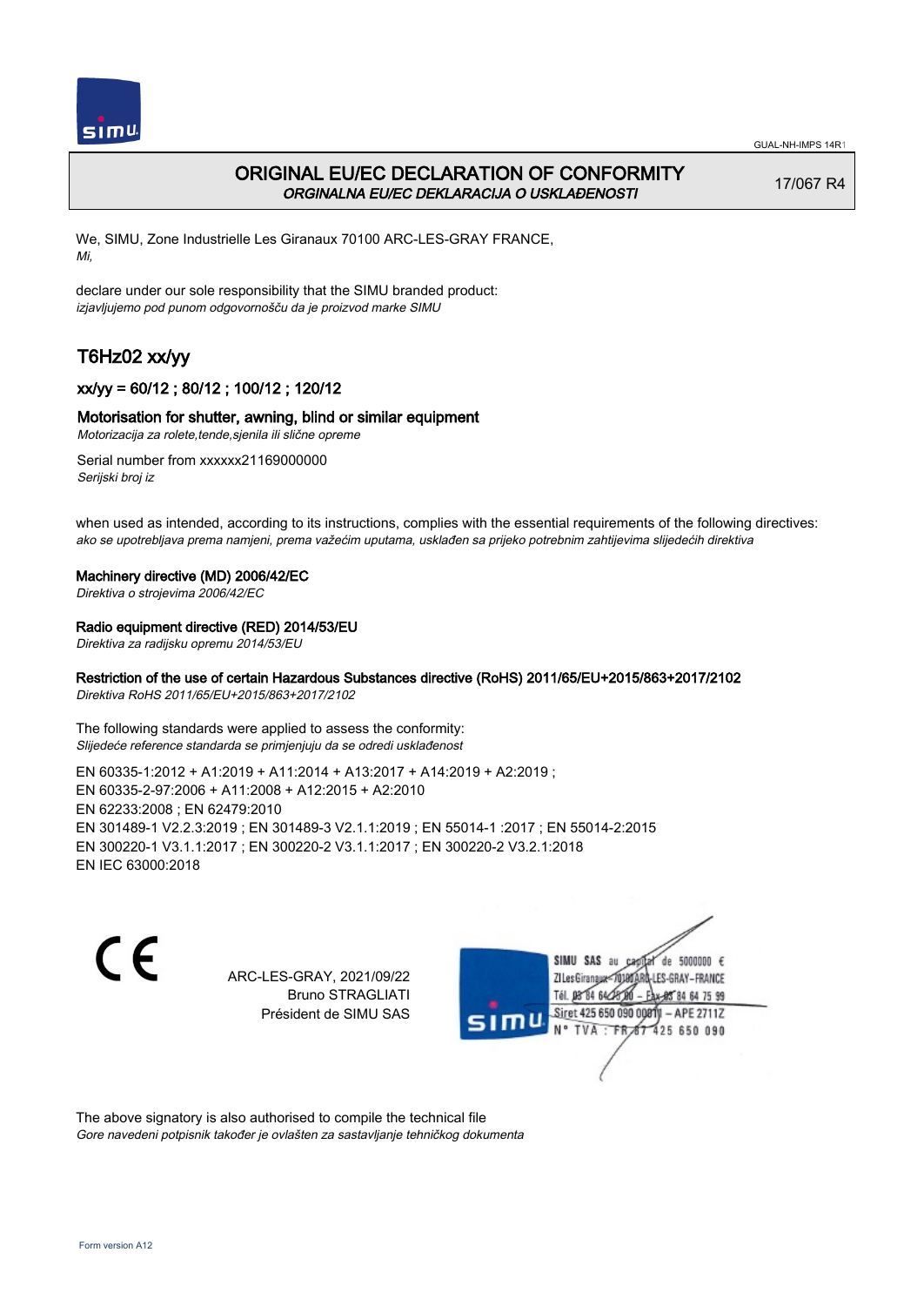GUAL-NH-IMPS 14R1

# ORIGINAL EU/EC DECLARATION OF CONFORMITY

*ORGINALNA EU/EC DEKLARACIJA O USKLAĐENOSTI*

17/067 R4

We, SIMU, Zone Industrielle Les Giranaux 70100 ARC-LES-GRAY FRANCE,
*Mi,*

declare under our sole responsibility that the SIMU branded product:
*izjavljujemo pod punom odgovornošču da je proizvod marke SIMU*

## T6Hz02 xx/yy

### xx/yy = 60/12 ; 80/12 ; 100/12 ; 120/12

### Motorisation for shutter, awning, blind or similar equipment

*Motorizacija za rolete,tende,sjenila ili slične opreme*

Serial number from xxxxxx21169000000
*Serijski broj iz*

when used as intended, according to its instructions, complies with the essential requirements of the following directives:
*ako se upotrebljava prema namjeni, prema važećim uputama, usklađen sa prijeko potrebnim zahtijevima slijedećih direktiva*

**Machinery directive (MD) 2006/42/EC**
*Direktiva o strojevima 2006/42/EC*

**Radio equipment directive (RED) 2014/53/EU**
*Direktiva za radijsku opremu 2014/53/EU*

**Restriction of the use of certain Hazardous Substances directive (RoHS) 2011/65/EU+2015/863+2017/2102**
*Direktiva RoHS 2011/65/EU+2015/863+2017/2102*

The following standards were applied to assess the conformity:
*Slijedeće reference standarda se primjenjuju da se odredi usklađenost*

EN 60335-1:2012 + A1:2019 + A11:2014 + A13:2017 + A14:2019 + A2:2019 ;
EN 60335-2-97:2006 + A11:2008 + A12:2015 + A2:2010
EN 62233:2008 ; EN 62479:2010
EN 301489-1 V2.2.3:2019 ; EN 301489-3 V2.1.1:2019 ; EN 55014-1 :2017 ; EN 55014-2:2015
EN 300220-1 V3.1.1:2017 ; EN 300220-2 V3.1.1:2017 ; EN 300220-2 V3.2.1:2018
EN IEC 63000:2018

CE

ARC-LES-GRAY, 2021/09/22
Bruno STRAGLIATI
Président de SIMU SAS

SIMU SAS au capital de 5000000 €
ZI Les Giranaux 70100 ARC-LES-GRAY-FRANCE
Tél. 03 84 64 78 00 – Fax 03 84 64 75 99
Siret 425 650 090 00011 – APE 2711Z
N° TVA : FR 67 425 650 090

The above signatory is also authorised to compile the technical file
*Gore navedeni potpisnik također je ovlašten za sastavljanje tehničkog dokumenta*

Form version A12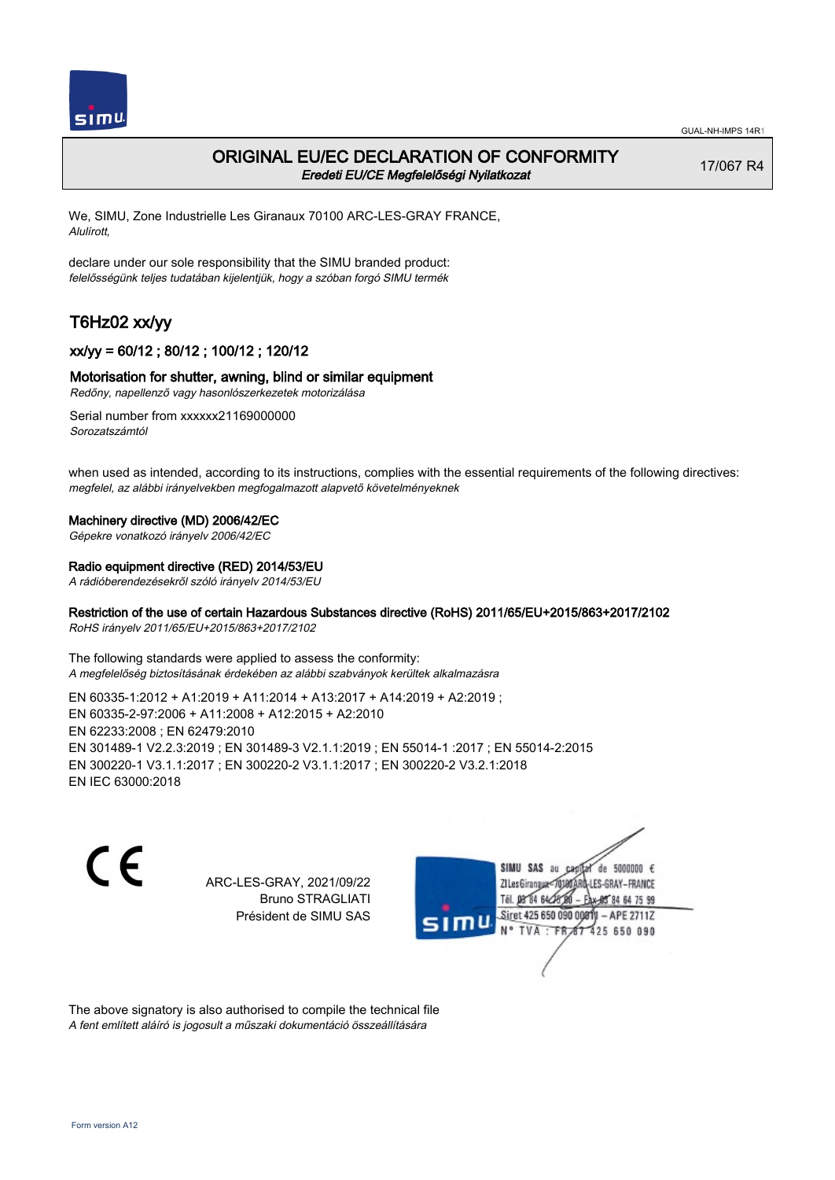GUAL-NH-IMPS 14R1

# ORIGINAL EU/EC DECLARATION OF CONFORMITY

*Eredeti EU/CE Megfelelőségi Nyilatkozat*

17/067 R4

We, SIMU, Zone Industrielle Les Giranaux 70100 ARC-LES-GRAY FRANCE,
*Alulírott,*

declare under our sole responsibility that the SIMU branded product:
*felelősségünk teljes tudatában kijelentjük, hogy a szóban forgó SIMU termék*

## T6Hz02 xx/yy

### xx/yy = 60/12 ; 80/12 ; 100/12 ; 120/12

### Motorisation for shutter, awning, blind or similar equipment

*Redőny, napellenző vagy hasonlószerkezetek motorizálása*

Serial number from xxxxxx21169000000
*Sorozatszámtól*

when used as intended, according to its instructions, complies with the essential requirements of the following directives:
*megfelel, az alábbi irányelvekben megfogalmazott alapvető követelményeknek*

**Machinery directive (MD) 2006/42/EC**
*Gépekre vonatkozó irányelv 2006/42/EC*

**Radio equipment directive (RED) 2014/53/EU**
*A rádióberendezésekről szóló irányelv 2014/53/EU*

**Restriction of the use of certain Hazardous Substances directive (RoHS) 2011/65/EU+2015/863+2017/2102**
*RoHS irányelv 2011/65/EU+2015/863+2017/2102*

The following standards were applied to assess the conformity:
*A megfelelőség biztosításának érdekében az alábbi szabványok kerültek alkalmazásra*

EN 60335-1:2012 + A1:2019 + A11:2014 + A13:2017 + A14:2019 + A2:2019 ;
EN 60335-2-97:2006 + A11:2008 + A12:2015 + A2:2010
EN 62233:2008 ; EN 62479:2010
EN 301489-1 V2.2.3:2019 ; EN 301489-3 V2.1.1:2019 ; EN 55014-1 :2017 ; EN 55014-2:2015
EN 300220-1 V3.1.1:2017 ; EN 300220-2 V3.1.1:2017 ; EN 300220-2 V3.2.1:2018
EN IEC 63000:2018

ARC-LES-GRAY, 2021/09/22
Bruno STRAGLIATI
Président de SIMU SAS

SIMU SAS au capital de 5000000 €
ZI Les Giranaux 70100 ARC-LES-GRAY-FRANCE
Tél. 03 84 64 75 00 – Fax 03 84 64 75 99
Siret 425 650 090 00011 – APE 2711Z
N° TVA : FR 67 425 650 090

The above signatory is also authorised to compile the technical file
*A fent említett aláíró is jogosult a műszaki dokumentáció összeállítására*

Form version A12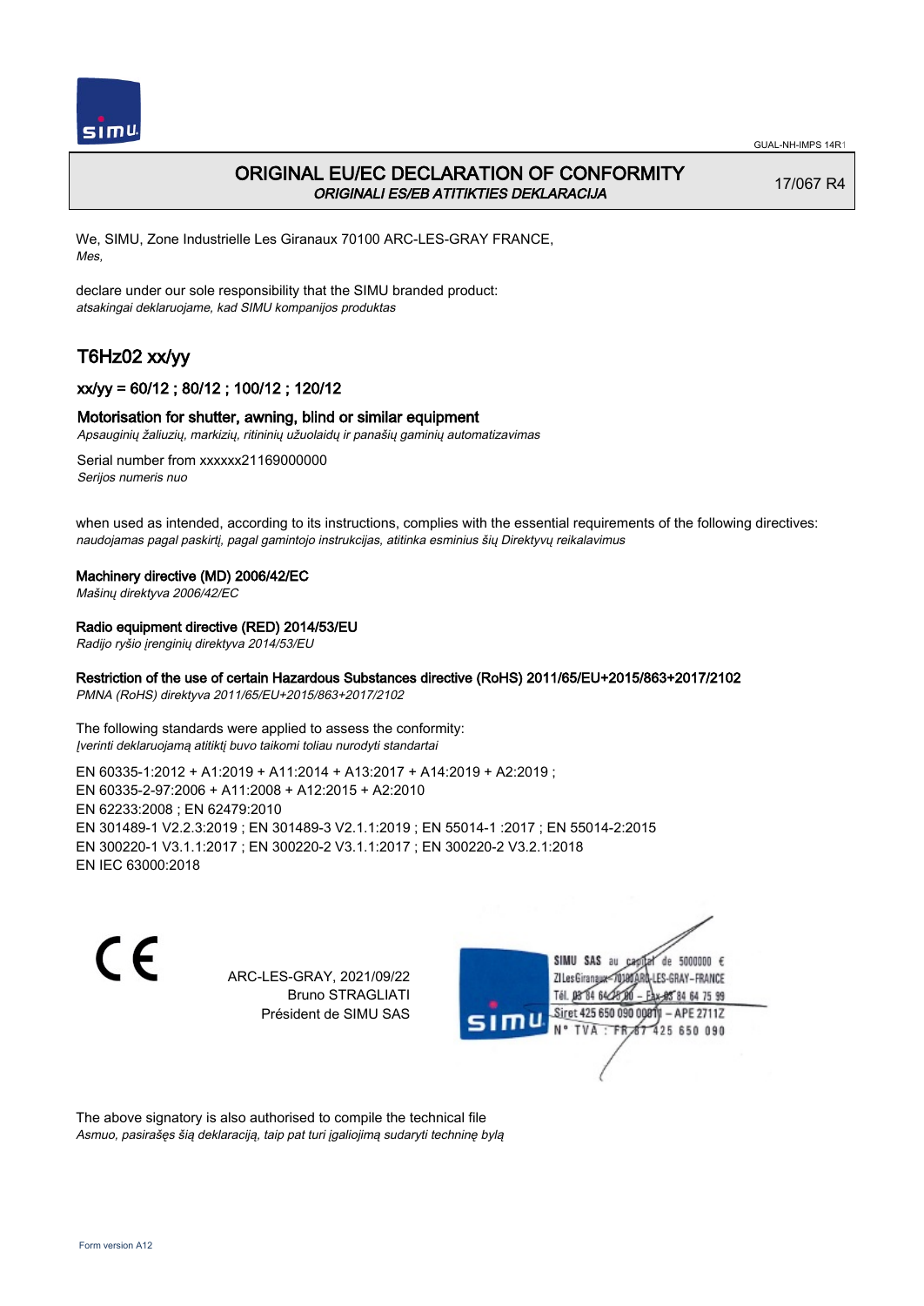GUAL-NH-IMPS 14R1

# ORIGINAL EU/EC DECLARATION OF CONFORMITY
*ORIGINALI ES/EB ATITIKTIES DEKLARACIJA*

17/067 R4

We, SIMU, Zone Industrielle Les Giranaux 70100 ARC-LES-GRAY FRANCE,
*Mes,*

declare under our sole responsibility that the SIMU branded product:
*atsakingai deklaruojame, kad SIMU kompanijos produktas*

## T6Hz02 xx/yy

### xx/yy = 60/12 ; 80/12 ; 100/12 ; 120/12

### Motorisation for shutter, awning, blind or similar equipment
*Apsauginių žaliuzių, markizių, ritininių užuolaidų ir panašių gaminių automatizavimas*

Serial number from xxxxxx21169000000
*Serijos numeris nuo*

when used as intended, according to its instructions, complies with the essential requirements of the following directives:
*naudojamas pagal paskirtį, pagal gamintojo instrukcijas, atitinka esminius šių Direktyvų reikalavimus*

**Machinery directive (MD) 2006/42/EC**
*Mašinų direktyva 2006/42/EC*

**Radio equipment directive (RED) 2014/53/EU**
*Radijo ryšio įrenginių direktyva 2014/53/EU*

**Restriction of the use of certain Hazardous Substances directive (RoHS) 2011/65/EU+2015/863+2017/2102**
*PMNA (RoHS) direktyva 2011/65/EU+2015/863+2017/2102*

The following standards were applied to assess the conformity:
*Įverinti deklaruojamą atitiktį buvo taikomi toliau nurodyti standartai*

EN 60335-1:2012 + A1:2019 + A11:2014 + A13:2017 + A14:2019 + A2:2019 ;
EN 60335-2-97:2006 + A11:2008 + A12:2015 + A2:2010
EN 62233:2008 ; EN 62479:2010
EN 301489-1 V2.2.3:2019 ; EN 301489-3 V2.1.1:2019 ; EN 55014-1 :2017 ; EN 55014-2:2015
EN 300220-1 V3.1.1:2017 ; EN 300220-2 V3.1.1:2017 ; EN 300220-2 V3.2.1:2018
EN IEC 63000:2018

CE

ARC-LES-GRAY, 2021/09/22
Bruno STRAGLIATI
Président de SIMU SAS

SIMU SAS au capital de 5000000 €
ZI Les Giranaux 70100 ARC-LES-GRAY-FRANCE
Tél. 03 84 64 75 00 – Fax 03 84 64 75 99
Siret 425 650 090 00011 – APE 2711Z
N° TVA : FR 67 425 650 090

The above signatory is also authorised to compile the technical file
*Asmuo, pasirašęs šią deklaraciją, taip pat turi įgaliojimą sudaryti techninę bylą*

Form version A12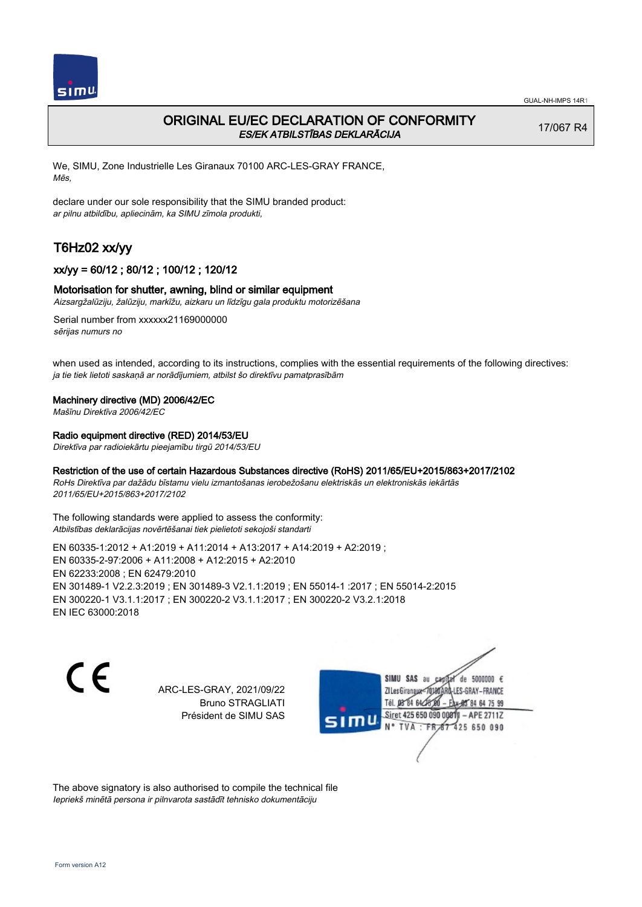GUAL-NH-IMPS 14R1

# ORIGINAL EU/EC DECLARATION OF CONFORMITY

*ES/EK ATBILSTĪBAS DEKLARĀCIJA*

17/067 R4

We, SIMU, Zone Industrielle Les Giranaux 70100 ARC-LES-GRAY FRANCE,
*Mēs,*

declare under our sole responsibility that the SIMU branded product:
*ar pilnu atbildību, apliecinām, ka SIMU zīmola produkti,*

## T6Hz02 xx/yy

### xx/yy = 60/12 ; 80/12 ; 100/12 ; 120/12

### Motorisation for shutter, awning, blind or similar equipment

*Aizsargžalūziju, žalūziju, markīžu, aizkaru un līdzīgu gala produktu motorizēšana*

Serial number from xxxxxx21169000000
*sērijas numurs no*

when used as intended, according to its instructions, complies with the essential requirements of the following directives:
*ja tie tiek lietoti saskaņā ar norādījumiem, atbilst šo direktīvu pamatprasībām*

**Machinery directive (MD) 2006/42/EC**
*Mašīnu Direktīva 2006/42/EC*

**Radio equipment directive (RED) 2014/53/EU**
*Direktīva par radioiekārtu pieejamību tirgū 2014/53/EU*

**Restriction of the use of certain Hazardous Substances directive (RoHS) 2011/65/EU+2015/863+2017/2102**
*RoHs Direktīva par dažādu bīstamu vielu izmantošanas ierobežošanu elektriskās un elektroniskās iekārtās 2011/65/EU+2015/863+2017/2102*

The following standards were applied to assess the conformity:
*Atbilstības deklarācijas novērtēšanai tiek pielietoti sekojoši standarti*

EN 60335-1:2012 + A1:2019 + A11:2014 + A13:2017 + A14:2019 + A2:2019 ;
EN 60335-2-97:2006 + A11:2008 + A12:2015 + A2:2010
EN 62233:2008 ; EN 62479:2010
EN 301489-1 V2.2.3:2019 ; EN 301489-3 V2.1.1:2019 ; EN 55014-1 :2017 ; EN 55014-2:2015
EN 300220-1 V3.1.1:2017 ; EN 300220-2 V3.1.1:2017 ; EN 300220-2 V3.2.1:2018
EN IEC 63000:2018

CE

ARC-LES-GRAY, 2021/09/22
Bruno STRAGLIATI
Président de SIMU SAS

SIMU SAS au capital de 5000000 €
ZI Les Giranaux 70100 ARC-LES-GRAY-FRANCE
Tél. 03 84 64 75 00 – Fax 03 84 64 75 99
Siret 425 650 090 00011 – APE 2711Z
N° TVA : FR 87 425 650 090

The above signatory is also authorised to compile the technical file
*Iepriekš minētā persona ir pilnvarota sastādīt tehnisko dokumentāciju*

Form version A12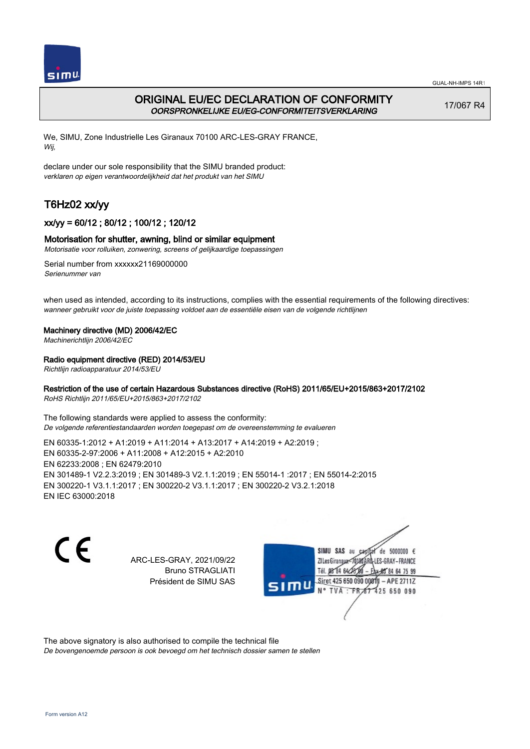# ORIGINAL EU/EC DECLARATION OF CONFORMITY

*OORSPRONKELIJKE EU/EG-CONFORMITEITSVERKLARING*

17/067 R4

We, SIMU, Zone Industrielle Les Giranaux 70100 ARC-LES-GRAY FRANCE,
*Wij,*

declare under our sole responsibility that the SIMU branded product:
*verklaren op eigen verantwoordelijkheid dat het produkt van het SIMU*

## T6Hz02 xx/yy

### xx/yy = 60/12 ; 80/12 ; 100/12 ; 120/12

### Motorisation for shutter, awning, blind or similar equipment

*Motorisatie voor rolluiken, zonwering, screens of gelijkaardige toepassingen*

Serial number from xxxxxx21169000000
*Serienummer van*

when used as intended, according to its instructions, complies with the essential requirements of the following directives:
*wanneer gebruikt voor de juiste toepassing voldoet aan de essentiële eisen van de volgende richtlijnen*

**Machinery directive (MD) 2006/42/EC**
*Machinerichtlijn 2006/42/EC*

**Radio equipment directive (RED) 2014/53/EU**
*Richtlijn radioapparatuur 2014/53/EU*

**Restriction of the use of certain Hazardous Substances directive (RoHS) 2011/65/EU+2015/863+2017/2102**
*RoHS Richtlijn 2011/65/EU+2015/863+2017/2102*

The following standards were applied to assess the conformity:
*De volgende referentiestandaarden worden toegepast om de overeenstemming te evalueren*

EN 60335-1:2012 + A1:2019 + A11:2014 + A13:2017 + A14:2019 + A2:2019 ;
EN 60335-2-97:2006 + A11:2008 + A12:2015 + A2:2010
EN 62233:2008 ; EN 62479:2010
EN 301489-1 V2.2.3:2019 ; EN 301489-3 V2.1.1:2019 ; EN 55014-1 :2017 ; EN 55014-2:2015
EN 300220-1 V3.1.1:2017 ; EN 300220-2 V3.1.1:2017 ; EN 300220-2 V3.2.1:2018
EN IEC 63000:2018

CE

ARC-LES-GRAY, 2021/09/22
Bruno STRAGLIATI
Président de SIMU SAS

SIMU SAS au capital de 5000000 €
ZI Les Giranaux 70100 ARC-LES-GRAY-FRANCE
Tél. 03 84 64 75 00 – Fax 03 84 64 75 99
Siret 425 650 090 00011 – APE 2711Z
N° TVA : FR 67 425 650 090

The above signatory is also authorised to compile the technical file
*De bovengenoemde persoon is ook bevoegd om het technisch dossier samen te stellen*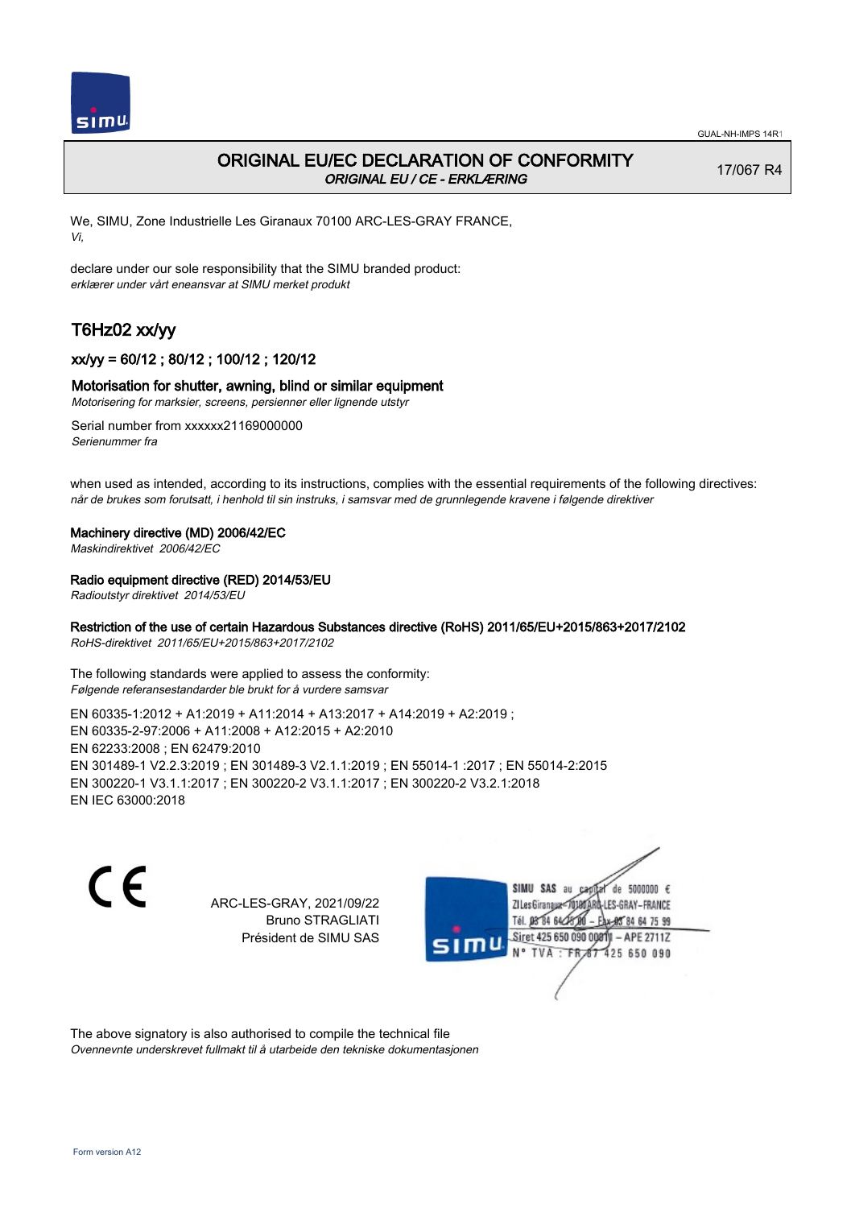# ORIGINAL EU/EC DECLARATION OF CONFORMITY

*ORIGINAL EU / CE - ERKLÆRING*

17/067 R4

We, SIMU, Zone Industrielle Les Giranaux 70100 ARC-LES-GRAY FRANCE,
*Vi,*

declare under our sole responsibility that the SIMU branded product:
*erklærer under vårt eneansvar at SIMU merket produkt*

## T6Hz02 xx/yy

### xx/yy = 60/12 ; 80/12 ; 100/12 ; 120/12

### Motorisation for shutter, awning, blind or similar equipment

*Motorisering for marksier, screens, persienner eller lignende utstyr*

Serial number from xxxxxx21169000000
*Serienummer fra*

when used as intended, according to its instructions, complies with the essential requirements of the following directives:
*når de brukes som forutsatt, i henhold til sin instruks, i samsvar med de grunnlegende kravene i følgende direktiver*

**Machinery directive (MD) 2006/42/EC**
*Maskindirektivet 2006/42/EC*

**Radio equipment directive (RED) 2014/53/EU**
*Radioutstyr direktivet 2014/53/EU*

**Restriction of the use of certain Hazardous Substances directive (RoHS) 2011/65/EU+2015/863+2017/2102**
*RoHS-direktivet 2011/65/EU+2015/863+2017/2102*

The following standards were applied to assess the conformity:
*Følgende referansestandarder ble brukt for å vurdere samsvar*

EN 60335-1:2012 + A1:2019 + A11:2014 + A13:2017 + A14:2019 + A2:2019 ;
EN 60335-2-97:2006 + A11:2008 + A12:2015 + A2:2010
EN 62233:2008 ; EN 62479:2010
EN 301489-1 V2.2.3:2019 ; EN 301489-3 V2.1.1:2019 ; EN 55014-1 :2017 ; EN 55014-2:2015
EN 300220-1 V3.1.1:2017 ; EN 300220-2 V3.1.1:2017 ; EN 300220-2 V3.2.1:2018
EN IEC 63000:2018

CE

ARC-LES-GRAY, 2021/09/22
Bruno STRAGLIATI
Président de SIMU SAS

SIMU SAS au capital de 5000000 €
ZI Les Giranaux 70100 ARC-LES-GRAY-FRANCE
Tél. 03 84 64 75 00 – Fax 03 84 64 75 99
Siret 425 650 090 00011 – APE 2711Z
N° TVA : FR 67 425 650 090

The above signatory is also authorised to compile the technical file
*Ovennevnte underskrevet fullmakt til å utarbeide den tekniske dokumentasjonen*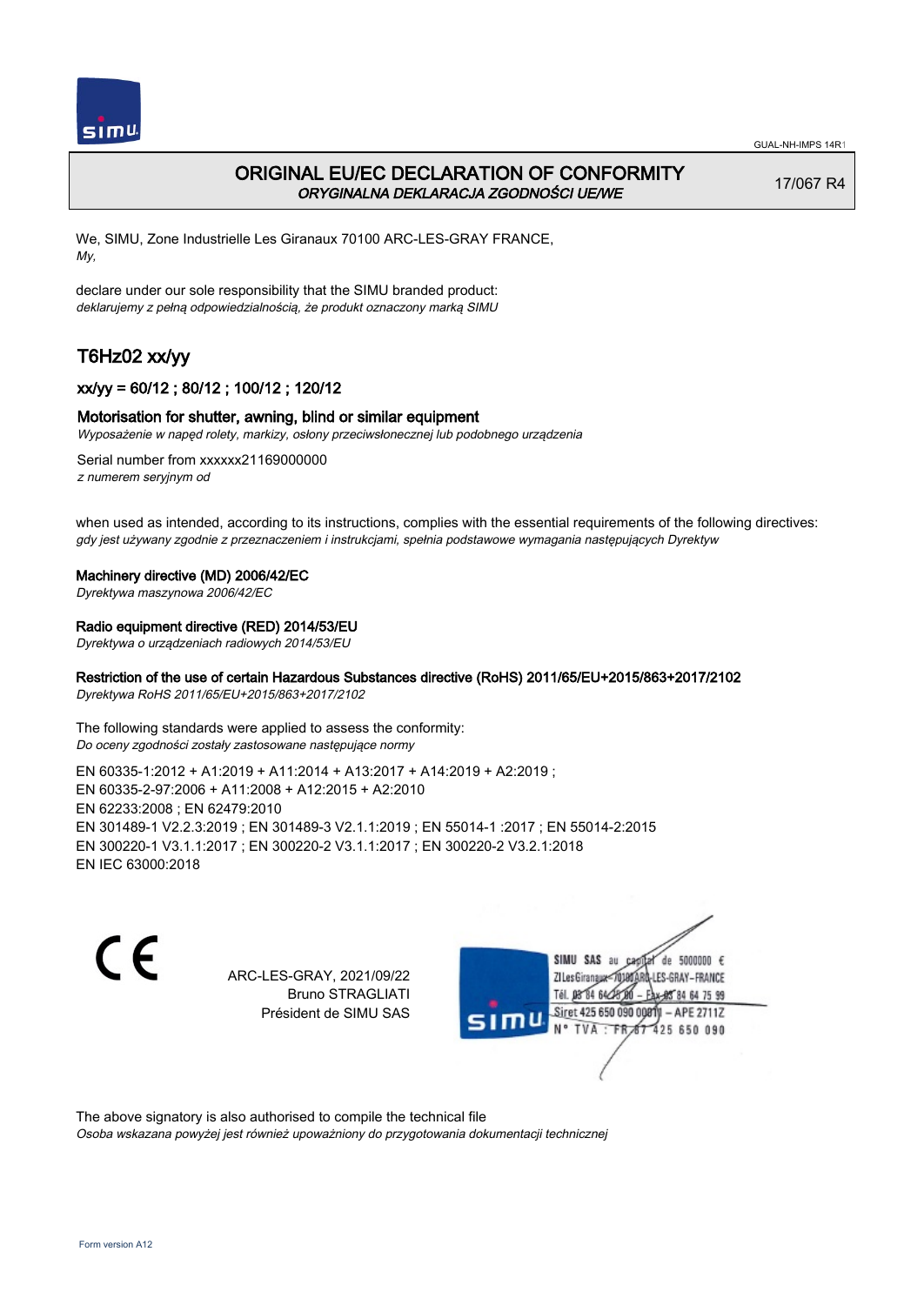GUAL-NH-IMPS 14R1

# ORIGINAL EU/EC DECLARATION OF CONFORMITY

*ORYGINALNA DEKLARACJA ZGODNOŚCI UE/WE*

17/067 R4

We, SIMU, Zone Industrielle Les Giranaux 70100 ARC-LES-GRAY FRANCE,
*My,*

declare under our sole responsibility that the SIMU branded product:
*deklarujemy z pełną odpowiedzialnością, że produkt oznaczony marką SIMU*

## T6Hz02 xx/yy

### xx/yy = 60/12 ; 80/12 ; 100/12 ; 120/12

### Motorisation for shutter, awning, blind or similar equipment

*Wyposażenie w napęd rolety, markizy, osłony przeciwsłonecznej lub podobnego urządzenia*

Serial number from xxxxxx21169000000
*z numerem seryjnym od*

when used as intended, according to its instructions, complies with the essential requirements of the following directives:
*gdy jest używany zgodnie z przeznaczeniem i instrukcjami, spełnia podstawowe wymagania następujących Dyrektyw*

**Machinery directive (MD) 2006/42/EC**
*Dyrektywa maszynowa 2006/42/EC*

**Radio equipment directive (RED) 2014/53/EU**
*Dyrektywa o urządzeniach radiowych 2014/53/EU*

**Restriction of the use of certain Hazardous Substances directive (RoHS) 2011/65/EU+2015/863+2017/2102**
*Dyrektywa RoHS 2011/65/EU+2015/863+2017/2102*

The following standards were applied to assess the conformity:
*Do oceny zgodności zostały zastosowane następujące normy*

EN 60335-1:2012 + A1:2019 + A11:2014 + A13:2017 + A14:2019 + A2:2019 ;
EN 60335-2-97:2006 + A11:2008 + A12:2015 + A2:2010
EN 62233:2008 ; EN 62479:2010
EN 301489-1 V2.2.3:2019 ; EN 301489-3 V2.1.1:2019 ; EN 55014-1 :2017 ; EN 55014-2:2015
EN 300220-1 V3.1.1:2017 ; EN 300220-2 V3.1.1:2017 ; EN 300220-2 V3.2.1:2018
EN IEC 63000:2018

CE

ARC-LES-GRAY, 2021/09/22
Bruno STRAGLIATI
Président de SIMU SAS

SIMU SAS au capital de 5000000 €
ZI Les Giranaux 70100 ARC-LES-GRAY-FRANCE
Tél. 03 84 64 28 00 – Fax 03 84 64 75 99
Siret 425 650 090 00011 – APE 2711Z
N° TVA : FR 67 425 650 090

The above signatory is also authorised to compile the technical file
*Osoba wskazana powyżej jest również upoważniony do przygotowania dokumentacji technicznej*

Form version A12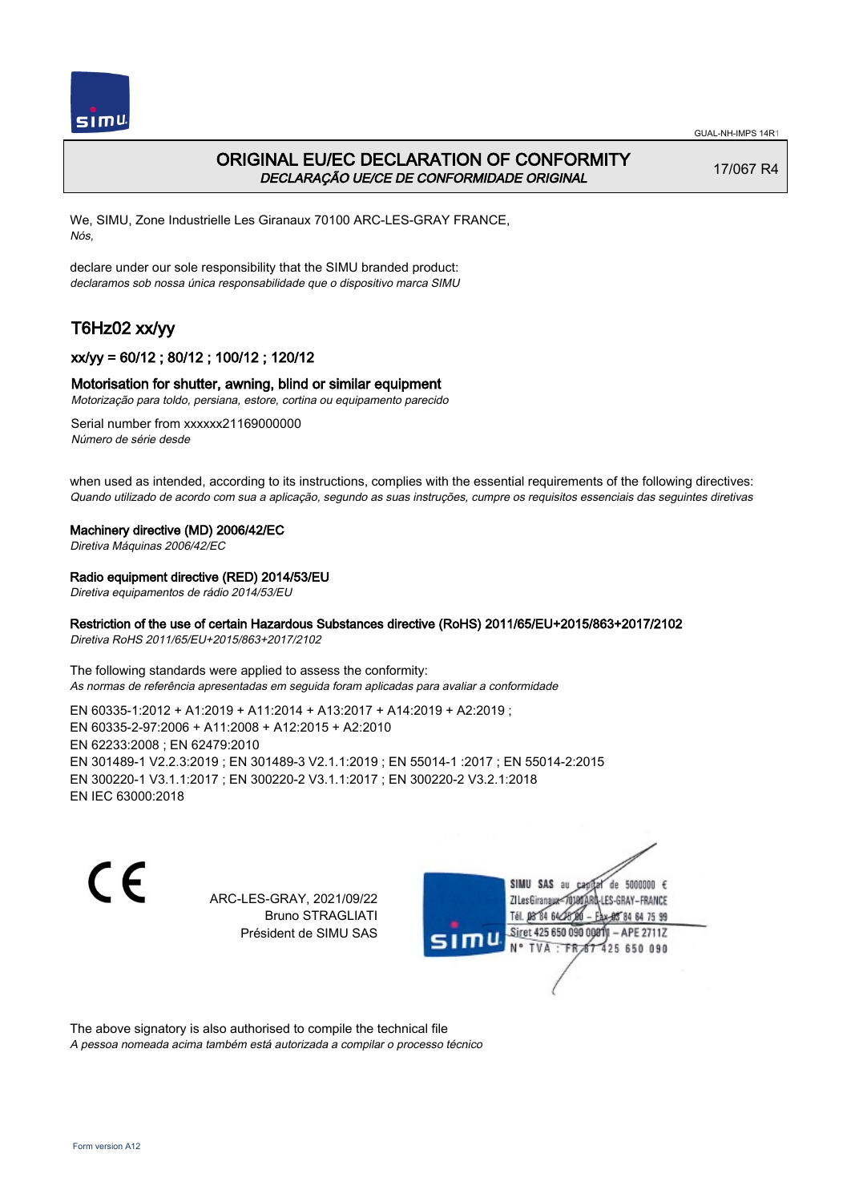GUAL-NH-IMPS 14R1

# ORIGINAL EU/EC DECLARATION OF CONFORMITY

*DECLARAÇÃO UE/CE DE CONFORMIDADE ORIGINAL*

17/067 R4

We, SIMU, Zone Industrielle Les Giranaux 70100 ARC-LES-GRAY FRANCE,
*Nós,*

declare under our sole responsibility that the SIMU branded product:
*declaramos sob nossa única responsabilidade que o dispositivo marca SIMU*

## T6Hz02 xx/yy

### xx/yy = 60/12 ; 80/12 ; 100/12 ; 120/12

### Motorisation for shutter, awning, blind or similar equipment

*Motorização para toldo, persiana, estore, cortina ou equipamento parecido*

Serial number from xxxxxx21169000000
*Número de série desde*

when used as intended, according to its instructions, complies with the essential requirements of the following directives:
*Quando utilizado de acordo com sua a aplicação, segundo as suas instruções, cumpre os requisitos essenciais das seguintes diretivas*

**Machinery directive (MD) 2006/42/EC**
*Diretiva Máquinas 2006/42/EC*

**Radio equipment directive (RED) 2014/53/EU**
*Diretiva equipamentos de rádio 2014/53/EU*

**Restriction of the use of certain Hazardous Substances directive (RoHS) 2011/65/EU+2015/863+2017/2102**
*Diretiva RoHS 2011/65/EU+2015/863+2017/2102*

The following standards were applied to assess the conformity:
*As normas de referência apresentadas em seguida foram aplicadas para avaliar a conformidade*

EN 60335-1:2012 + A1:2019 + A11:2014 + A13:2017 + A14:2019 + A2:2019 ;
EN 60335-2-97:2006 + A11:2008 + A12:2015 + A2:2010
EN 62233:2008 ; EN 62479:2010
EN 301489-1 V2.2.3:2019 ; EN 301489-3 V2.1.1:2019 ; EN 55014-1 :2017 ; EN 55014-2:2015
EN 300220-1 V3.1.1:2017 ; EN 300220-2 V3.1.1:2017 ; EN 300220-2 V3.2.1:2018
EN IEC 63000:2018

CE

ARC-LES-GRAY, 2021/09/22
Bruno STRAGLIATI
Président de SIMU SAS

SIMU SAS au capital de 5000000 €
ZI Les Giranaux 70100 ARC-LES-GRAY-FRANCE
Tél. 03 84 64 75 00 – Fax 03 84 64 75 99
Siret 425 650 090 00011 – APE 2711Z
N° TVA : FR 67 425 650 090

The above signatory is also authorised to compile the technical file
*A pessoa nomeada acima também está autorizada a compilar o processo técnico*

Form version A12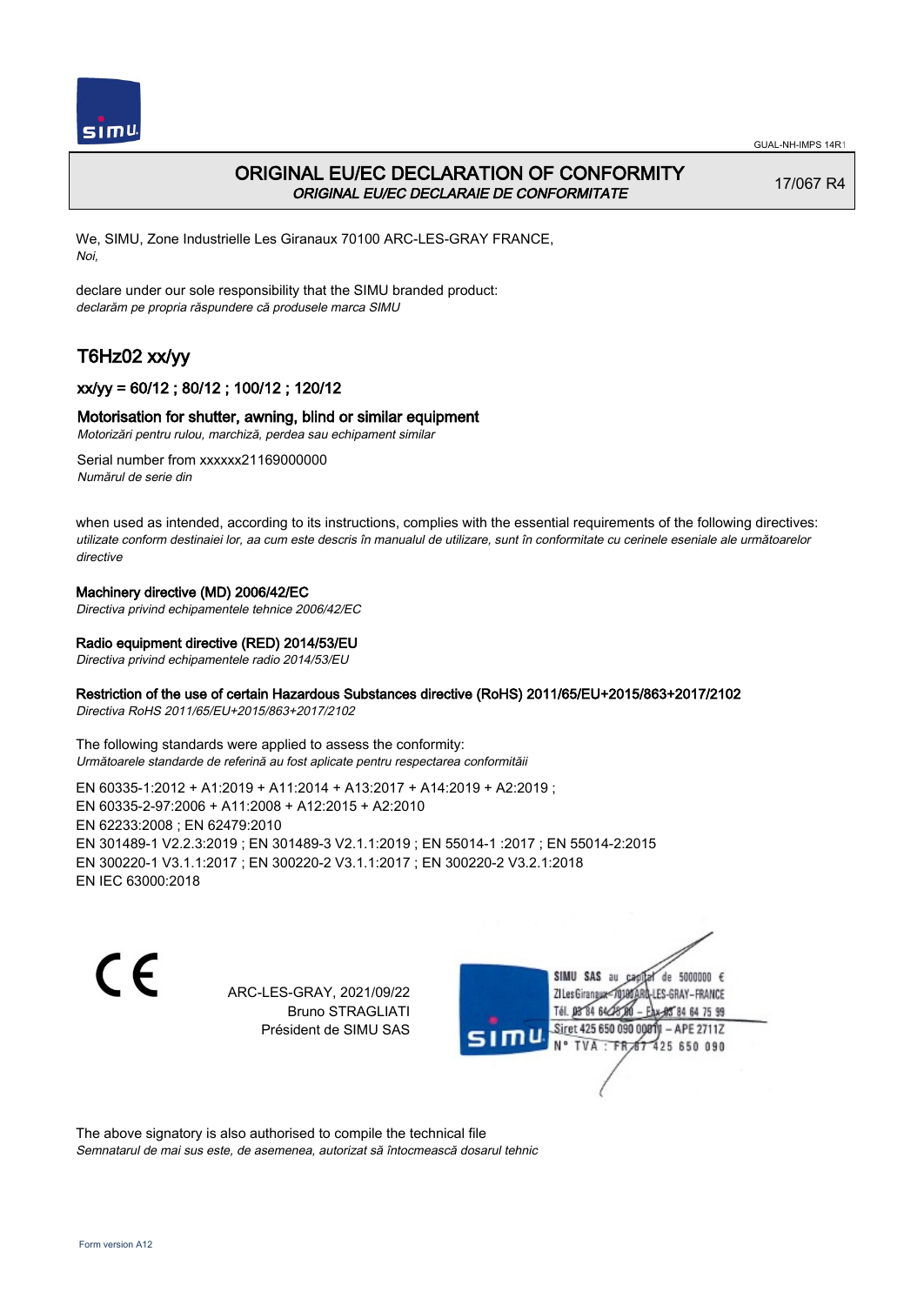GUAL-NH-IMPS 14R1

# ORIGINAL EU/EC DECLARATION OF CONFORMITY
*ORIGINAL EU/EC DECLARAIE DE CONFORMITATE*

17/067 R4

We, SIMU, Zone Industrielle Les Giranaux 70100 ARC-LES-GRAY FRANCE,
*Noi,*

declare under our sole responsibility that the SIMU branded product:
*declarăm pe propria răspundere că produsele marca SIMU*

## T6Hz02 xx/yy

### xx/yy = 60/12 ; 80/12 ; 100/12 ; 120/12

### Motorisation for shutter, awning, blind or similar equipment
*Motorizări pentru rulou, marchiză, perdea sau echipament similar*

Serial number from xxxxxx21169000000
*Numărul de serie din*

when used as intended, according to its instructions, complies with the essential requirements of the following directives:
*utilizate conform destinaiei lor, aa cum este descris în manualul de utilizare, sunt în conformitate cu cerinele eseniale ale următoarelor directive*

Machinery directive (MD) 2006/42/EC
*Directiva privind echipamentele tehnice 2006/42/EC*

Radio equipment directive (RED) 2014/53/EU
*Directiva privind echipamentele radio 2014/53/EU*

Restriction of the use of certain Hazardous Substances directive (RoHS) 2011/65/EU+2015/863+2017/2102
*Directiva RoHS 2011/65/EU+2015/863+2017/2102*

The following standards were applied to assess the conformity:
*Următoarele standarde de referină au fost aplicate pentru respectarea conformităii*

EN 60335-1:2012 + A1:2019 + A11:2014 + A13:2017 + A14:2019 + A2:2019 ;
EN 60335-2-97:2006 + A11:2008 + A12:2015 + A2:2010
EN 62233:2008 ; EN 62479:2010
EN 301489-1 V2.2.3:2019 ; EN 301489-3 V2.1.1:2019 ; EN 55014-1 :2017 ; EN 55014-2:2015
EN 300220-1 V3.1.1:2017 ; EN 300220-2 V3.1.1:2017 ; EN 300220-2 V3.2.1:2018
EN IEC 63000:2018

CE

ARC-LES-GRAY, 2021/09/22
Bruno STRAGLIATI
Président de SIMU SAS

SIMU SAS au capital de 5000000 €
ZI Les Giranaux 70100 ARC-LES-GRAY-FRANCE
Tél. 03 84 64 75 00 – Fax 03 84 64 75 99
Siret 425 650 090 00011 – APE 2711Z
N° TVA : FR 87 425 650 090

The above signatory is also authorised to compile the technical file
*Semnatarul de mai sus este, de asemenea, autorizat să întocmească dosarul tehnic*

Form version A12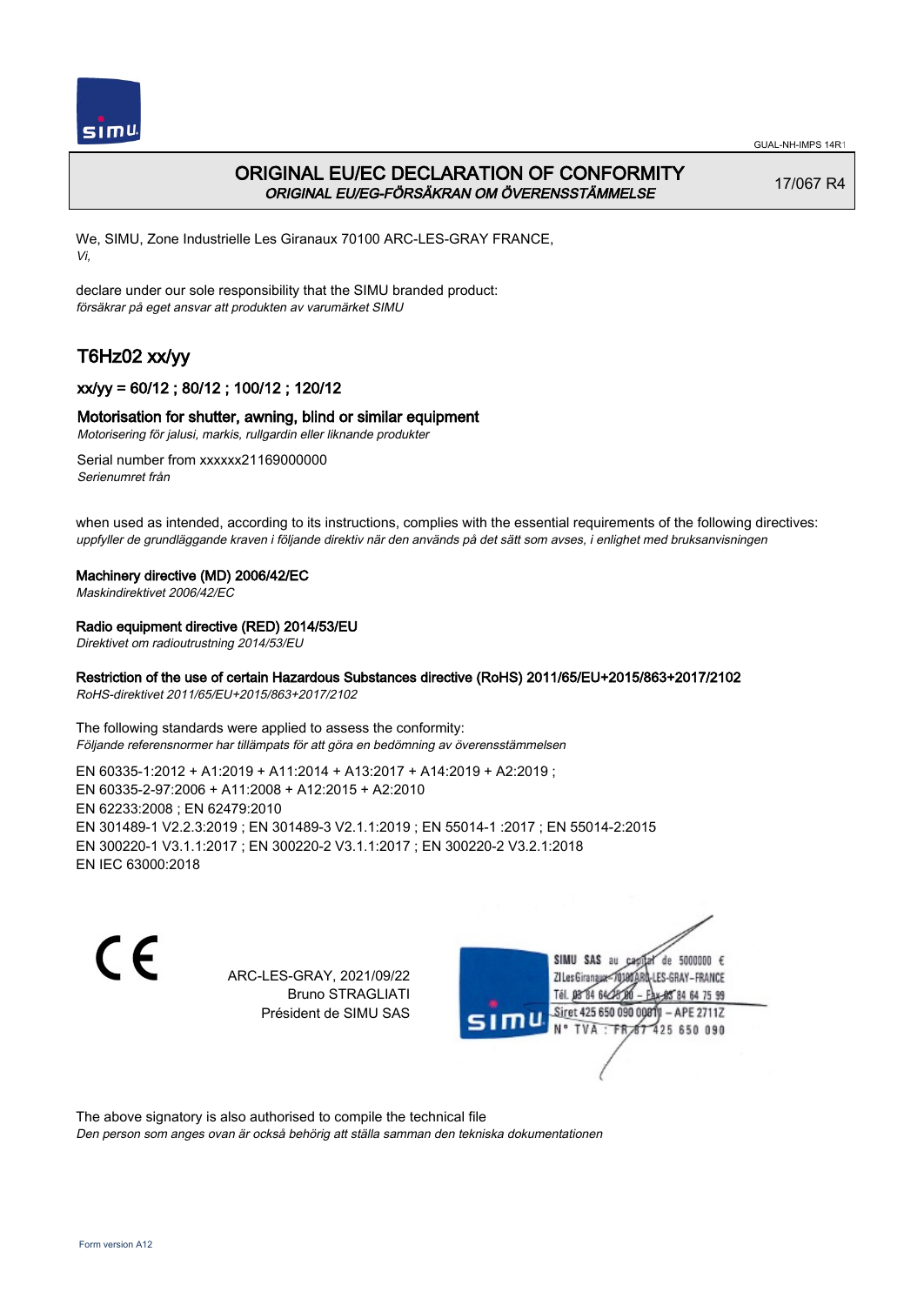GUAL-NH-IMPS 14R1

# ORIGINAL EU/EC DECLARATION OF CONFORMITY

*ORIGINAL EU/EG-FÖRSÄKRAN OM ÖVERENSSTÄMMELSE*

17/067 R4

We, SIMU, Zone Industrielle Les Giranaux 70100 ARC-LES-GRAY FRANCE,
*Vi,*

declare under our sole responsibility that the SIMU branded product:
*försäkrar på eget ansvar att produkten av varumärket SIMU*

## T6Hz02 xx/yy

### xx/yy = 60/12 ; 80/12 ; 100/12 ; 120/12

### Motorisation for shutter, awning, blind or similar equipment

*Motorisering för jalusi, markis, rullgardin eller liknande produkter*

Serial number from xxxxxx21169000000
*Serienumret från*

when used as intended, according to its instructions, complies with the essential requirements of the following directives:
*uppfyller de grundläggande kraven i följande direktiv när den används på det sätt som avses, i enlighet med bruksanvisningen*

**Machinery directive (MD) 2006/42/EC**
*Maskindirektivet 2006/42/EC*

**Radio equipment directive (RED) 2014/53/EU**
*Direktivet om radioutrustning 2014/53/EU*

**Restriction of the use of certain Hazardous Substances directive (RoHS) 2011/65/EU+2015/863+2017/2102**
*RoHS-direktivet 2011/65/EU+2015/863+2017/2102*

The following standards were applied to assess the conformity:
*Följande referensnormer har tillämpats för att göra en bedömning av överensstämmelsen*

EN 60335-1:2012 + A1:2019 + A11:2014 + A13:2017 + A14:2019 + A2:2019 ;
EN 60335-2-97:2006 + A11:2008 + A12:2015 + A2:2010
EN 62233:2008 ; EN 62479:2010
EN 301489-1 V2.2.3:2019 ; EN 301489-3 V2.1.1:2019 ; EN 55014-1 :2017 ; EN 55014-2:2015
EN 300220-1 V3.1.1:2017 ; EN 300220-2 V3.1.1:2017 ; EN 300220-2 V3.2.1:2018
EN IEC 63000:2018

CE

ARC-LES-GRAY, 2021/09/22
Bruno STRAGLIATI
Président de SIMU SAS

SIMU SAS au capital de 5000000 €
ZI Les Giranaux 70100 ARC-LES-GRAY-FRANCE
Tél. 03 84 64 75 00 – Fax 03 84 64 75 99
Siret 425 650 090 00011 – APE 2711Z
N° TVA : FR 67 425 650 090

The above signatory is also authorised to compile the technical file
*Den person som anges ovan är också behörig att ställa samman den tekniska dokumentationen*

Form version A12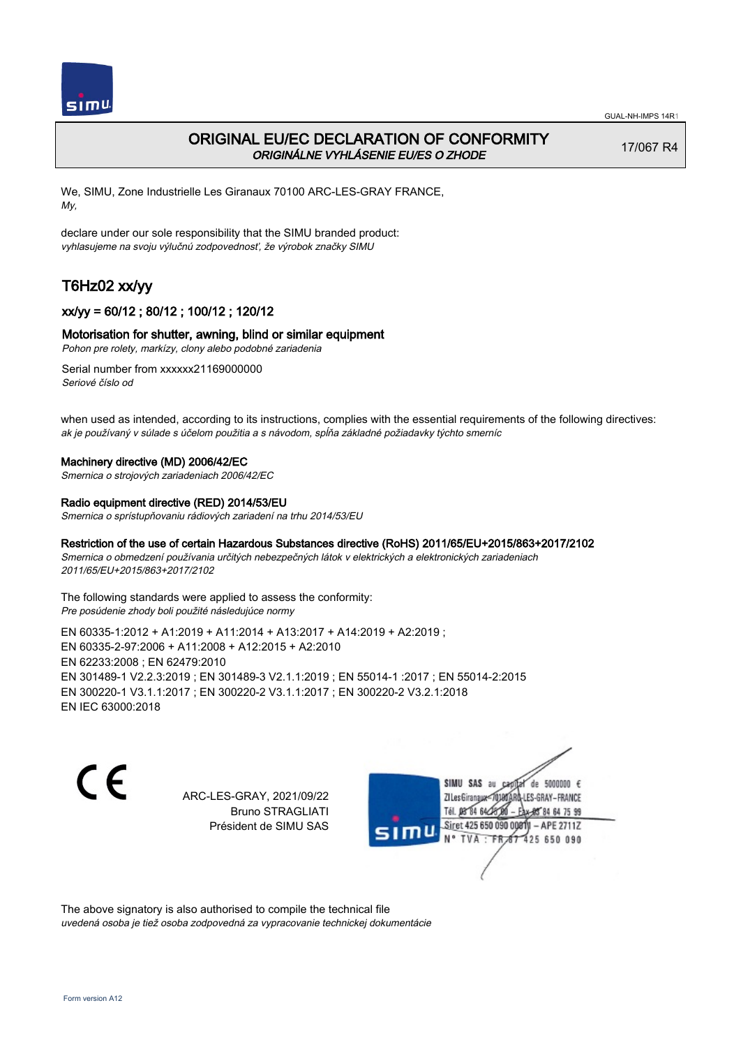GUAL-NH-IMPS 14R1

# ORIGINAL EU/EC DECLARATION OF CONFORMITY

*ORIGINÁLNE VYHLÁSENIE EU/ES O ZHODE*

17/067 R4

We, SIMU, Zone Industrielle Les Giranaux 70100 ARC-LES-GRAY FRANCE,
*My,*

declare under our sole responsibility that the SIMU branded product:
*vyhlasujeme na svoju výlučnú zodpovednosť, že výrobok značky SIMU*

## T6Hz02 xx/yy

### xx/yy = 60/12 ; 80/12 ; 100/12 ; 120/12

### Motorisation for shutter, awning, blind or similar equipment

*Pohon pre rolety, markízy, clony alebo podobné zariadenia*

Serial number from xxxxxx21169000000
*Seriové číslo od*

when used as intended, according to its instructions, complies with the essential requirements of the following directives:
*ak je používaný v súlade s účelom použitia a s návodom, spĺňa základné požiadavky týchto smerníc*

**Machinery directive (MD) 2006/42/EC**
*Smernica o strojových zariadeniach 2006/42/EC*

**Radio equipment directive (RED) 2014/53/EU**
*Smernica o sprístupňovaniu rádiových zariadení na trhu 2014/53/EU*

**Restriction of the use of certain Hazardous Substances directive (RoHS) 2011/65/EU+2015/863+2017/2102**
*Smernica o obmedzení používania určitých nebezpečných látok v elektrických a elektronických zariadeniach 2011/65/EU+2015/863+2017/2102*

The following standards were applied to assess the conformity:
*Pre posúdenie zhody boli použité následujúce normy*

EN 60335-1:2012 + A1:2019 + A11:2014 + A13:2017 + A14:2019 + A2:2019 ;
EN 60335-2-97:2006 + A11:2008 + A12:2015 + A2:2010
EN 62233:2008 ; EN 62479:2010
EN 301489-1 V2.2.3:2019 ; EN 301489-3 V2.1.1:2019 ; EN 55014-1 :2017 ; EN 55014-2:2015
EN 300220-1 V3.1.1:2017 ; EN 300220-2 V3.1.1:2017 ; EN 300220-2 V3.2.1:2018
EN IEC 63000:2018

CE

ARC-LES-GRAY, 2021/09/22
Bruno STRAGLIATI
Président de SIMU SAS

SIMU SAS au capital de 5000000 €
ZI Les Giranaux 70100 ARC-LES-GRAY-FRANCE
Tél. 03 84 64 75 00 – Fax 03 84 64 75 99
Siret 425 650 090 00011 – APE 2711Z
N° TVA : FR 87 425 650 090

The above signatory is also authorised to compile the technical file
*uvedená osoba je tiež osoba zodpovedná za vypracovanie technickej dokumentácie*

Form version A12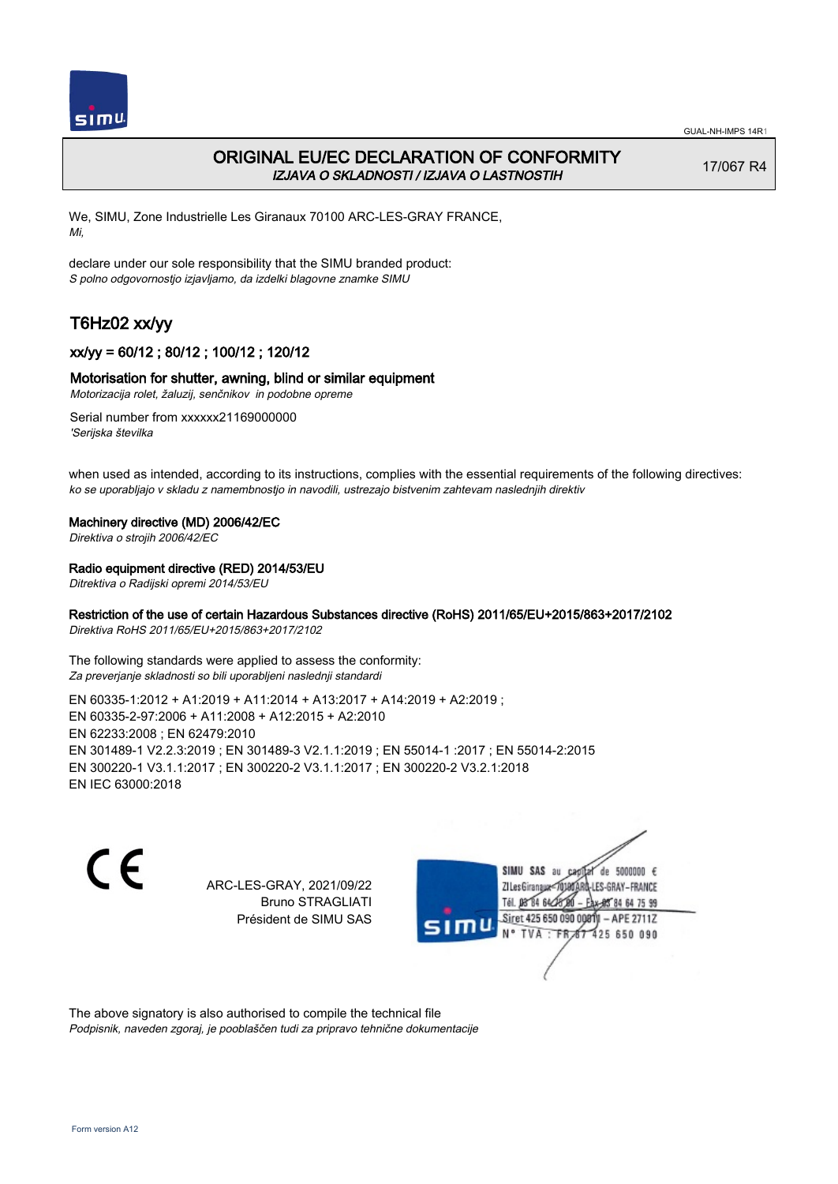GUAL-NH-IMPS 14R1

# ORIGINAL EU/EC DECLARATION OF CONFORMITY

*IZJAVA O SKLADNOSTI / IZJAVA O LASTNOSTIH*

17/067 R4

We, SIMU, Zone Industrielle Les Giranaux 70100 ARC-LES-GRAY FRANCE,
*Mi,*

declare under our sole responsibility that the SIMU branded product:
*S polno odgovornostjo izjavljamo, da izdelki blagovne znamke SIMU*

## T6Hz02 xx/yy

### xx/yy = 60/12 ; 80/12 ; 100/12 ; 120/12

### Motorisation for shutter, awning, blind or similar equipment

*Motorizacija rolet, žaluzij, senčnikov in podobne opreme*

Serial number from xxxxxx21169000000
*'Serijska številka*

when used as intended, according to its instructions, complies with the essential requirements of the following directives:
*ko se uporabljajo v skladu z namembnostjo in navodili, ustrezajo bistvenim zahtevam naslednjih direktiv*

**Machinery directive (MD) 2006/42/EC**
*Direktiva o strojih 2006/42/EC*

**Radio equipment directive (RED) 2014/53/EU**
*Ditrektiva o Radijski opremi 2014/53/EU*

**Restriction of the use of certain Hazardous Substances directive (RoHS) 2011/65/EU+2015/863+2017/2102**
*Direktiva RoHS 2011/65/EU+2015/863+2017/2102*

The following standards were applied to assess the conformity:
*Za preverjanje skladnosti so bili uporabljeni naslednji standardi*

EN 60335-1:2012 + A1:2019 + A11:2014 + A13:2017 + A14:2019 + A2:2019 ;
EN 60335-2-97:2006 + A11:2008 + A12:2015 + A2:2010
EN 62233:2008 ; EN 62479:2010
EN 301489-1 V2.2.3:2019 ; EN 301489-3 V2.1.1:2019 ; EN 55014-1 :2017 ; EN 55014-2:2015
EN 300220-1 V3.1.1:2017 ; EN 300220-2 V3.1.1:2017 ; EN 300220-2 V3.2.1:2018
EN IEC 63000:2018

ARC-LES-GRAY, 2021/09/22
Bruno STRAGLIATI
Président de SIMU SAS

SIMU SAS au capital de 5000000 €
ZI Les Giranaux 70100 ARC-LES-GRAY-FRANCE
Tél. 03 84 64 75 00 – Fax 03 84 64 75 99
Siret 425 650 090 00011 – APE 2711Z
N° TVA : FR 67 425 650 090

The above signatory is also authorised to compile the technical file
*Podpisnik, naveden zgoraj, je pooblaščen tudi za pripravo tehnične dokumentacije*

Form version A12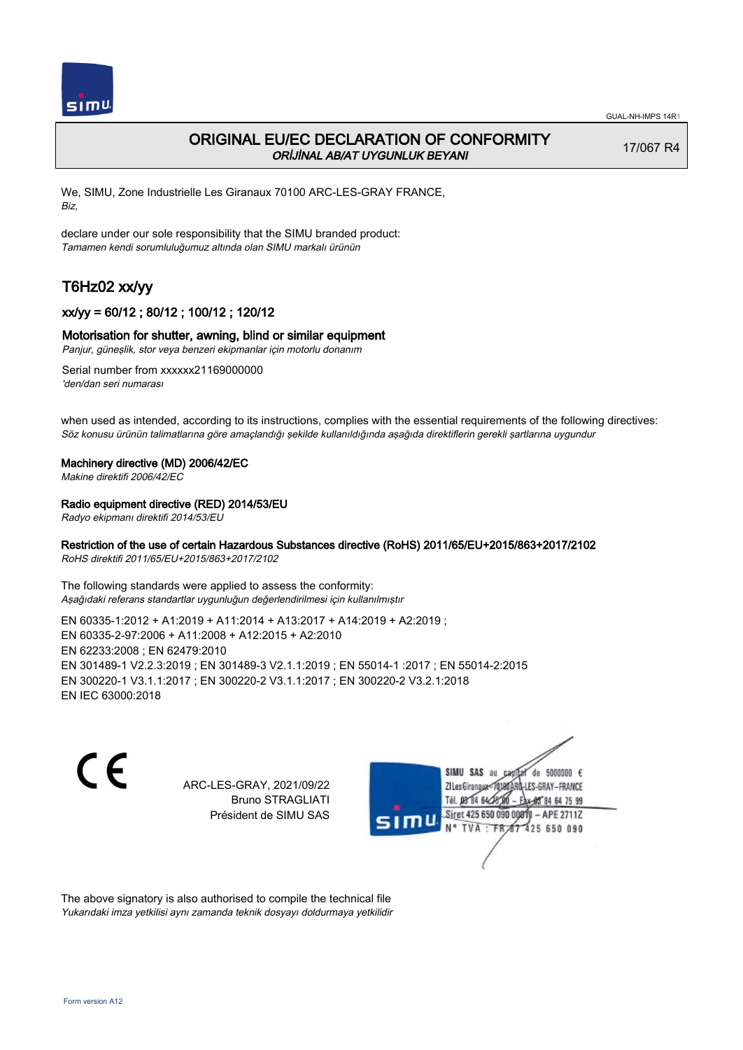# ORIGINAL EU/EC DECLARATION OF CONFORMITY

*ORİJİNAL AB/AT UYGUNLUK BEYANI*

17/067 R4

We, SIMU, Zone Industrielle Les Giranaux 70100 ARC-LES-GRAY FRANCE,
*Biz,*

declare under our sole responsibility that the SIMU branded product:
*Tamamen kendi sorumluluğumuz altında olan SIMU markalı ürünün*

## T6Hz02 xx/yy

### xx/yy = 60/12 ; 80/12 ; 100/12 ; 120/12

### Motorisation for shutter, awning, blind or similar equipment

*Panjur, güneşlik, stor veya benzeri ekipmanlar için motorlu donanım*

Serial number from xxxxxx21169000000
*'den/dan seri numarası*

when used as intended, according to its instructions, complies with the essential requirements of the following directives:
*Söz konusu ürünün talimatlarına göre amaçlandığı şekilde kullanıldığında aşağıda direktiflerin gerekli şartlarına uygundur*

**Machinery directive (MD) 2006/42/EC**
*Makine direktifi 2006/42/EC*

**Radio equipment directive (RED) 2014/53/EU**
*Radyo ekipmanı direktifi 2014/53/EU*

**Restriction of the use of certain Hazardous Substances directive (RoHS) 2011/65/EU+2015/863+2017/2102**
*RoHS direktifi 2011/65/EU+2015/863+2017/2102*

The following standards were applied to assess the conformity:
*Aşağıdaki referans standartlar uygunluğun değerlendirilmesi için kullanılmıştır*

EN 60335-1:2012 + A1:2019 + A11:2014 + A13:2017 + A14:2019 + A2:2019 ;
EN 60335-2-97:2006 + A11:2008 + A12:2015 + A2:2010
EN 62233:2008 ; EN 62479:2010
EN 301489-1 V2.2.3:2019 ; EN 301489-3 V2.1.1:2019 ; EN 55014-1 :2017 ; EN 55014-2:2015
EN 300220-1 V3.1.1:2017 ; EN 300220-2 V3.1.1:2017 ; EN 300220-2 V3.2.1:2018
EN IEC 63000:2018

CE

ARC-LES-GRAY, 2021/09/22
Bruno STRAGLIATI
Président de SIMU SAS

SIMU SAS au capital de 5000000 €
ZI Les Giranaux 70100 ARC-LES-GRAY-FRANCE
Tél. 03 84 64 75 00 – Fax 03 84 64 75 99
Siret 425 650 090 00011 – APE 2711Z
N° TVA : FR 67 425 650 090

The above signatory is also authorised to compile the technical file
*Yukarıdaki imza yetkilisi aynı zamanda teknik dosyayı doldurmaya yetkilidir*